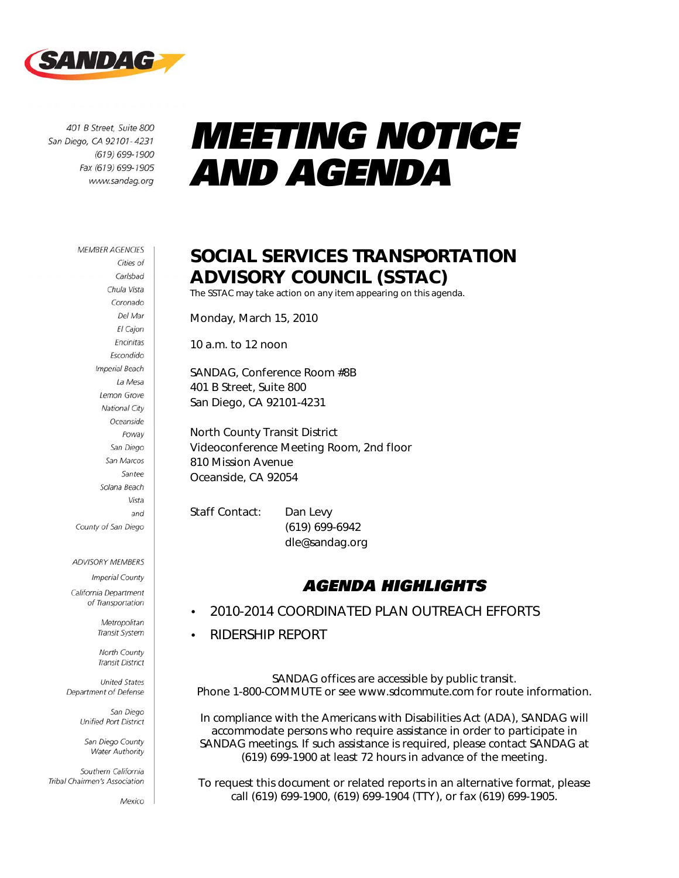SANDAG

401 B Street, Suite 800
San Diego, CA 92101-4231
(619) 699-1900
Fax (619) 699-1905
www.sandag.org

# MEETING NOTICE AND AGENDA

MEMBER AGENCIES
Cities of
Carlsbad
Chula Vista
Coronado
Del Mar
El Cajon
Encinitas
Escondido
Imperial Beach
La Mesa
Lemon Grove
National City
Oceanside
Poway
San Diego
San Marcos
Santee
Solana Beach
Vista
and
County of San Diego

ADVISORY MEMBERS
Imperial County
California Department of Transportation
Metropolitan Transit System
North County Transit District
United States Department of Defense
San Diego Unified Port District
San Diego County Water Authority
Southern California Tribal Chairmen's Association
Mexico

## SOCIAL SERVICES TRANSPORTATION ADVISORY COUNCIL (SSTAC)

The SSTAC may take action on any item appearing on this agenda.

Monday, March 15, 2010

10 a.m. to 12 noon

SANDAG, Conference Room #8B
401 B Street, Suite 800
San Diego, CA 92101-4231

North County Transit District
Videoconference Meeting Room, 2nd floor
810 Mission Avenue
Oceanside, CA 92054

Staff Contact: Dan Levy
(619) 699-6942
dle@sandag.org

### AGENDA HIGHLIGHTS

- 2010-2014 COORDINATED PLAN OUTREACH EFFORTS
- RIDERSHIP REPORT

SANDAG offices are accessible by public transit.
Phone 1-800-COMMUTE or see www.sdcommute.com for route information.

In compliance with the Americans with Disabilities Act (ADA), SANDAG will accommodate persons who require assistance in order to participate in SANDAG meetings. If such assistance is required, please contact SANDAG at (619) 699-1900 at least 72 hours in advance of the meeting.

To request this document or related reports in an alternative format, please call (619) 699-1900, (619) 699-1904 (TTY), or fax (619) 699-1905.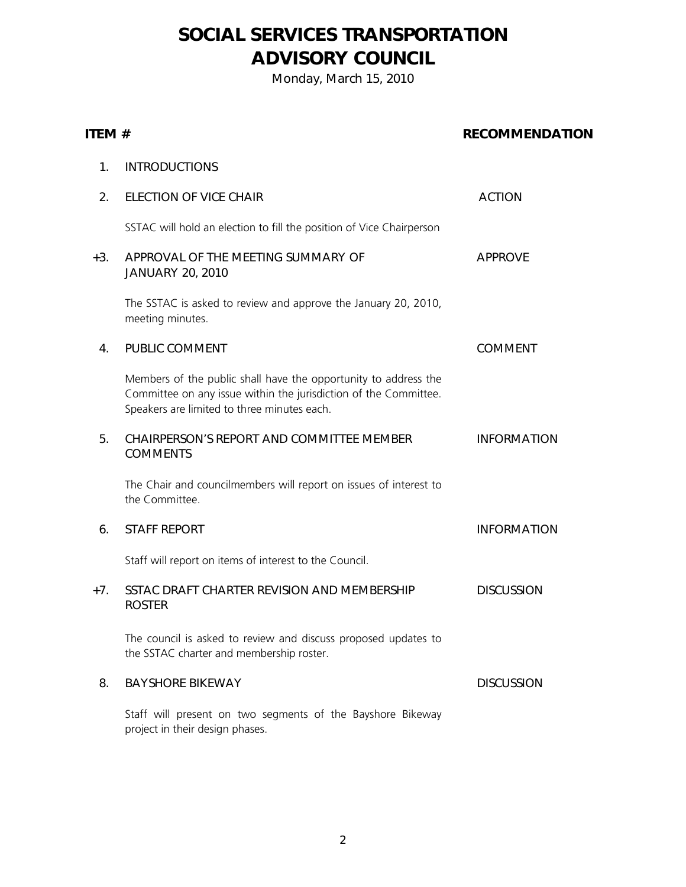# SOCIAL SERVICES TRANSPORTATION ADVISORY COUNCIL

Monday, March 15, 2010

| ITEM # | | RECOMMENDATION |
|---|---|---|
| 1. | INTRODUCTIONS | |
| 2. | ELECTION OF VICE CHAIR<br><br>SSTAC will hold an election to fill the position of Vice Chairperson | ACTION |
| +3. | APPROVAL OF THE MEETING SUMMARY OF JANUARY 20, 2010<br><br>The SSTAC is asked to review and approve the January 20, 2010, meeting minutes. | APPROVE |
| 4. | PUBLIC COMMENT<br><br>Members of the public shall have the opportunity to address the Committee on any issue within the jurisdiction of the Committee. Speakers are limited to three minutes each. | COMMENT |
| 5. | CHAIRPERSON'S REPORT AND COMMITTEE MEMBER COMMENTS<br><br>The Chair and councilmembers will report on issues of interest to the Committee. | INFORMATION |
| 6. | STAFF REPORT<br><br>Staff will report on items of interest to the Council. | INFORMATION |
| +7. | SSTAC DRAFT CHARTER REVISION AND MEMBERSHIP ROSTER<br><br>The council is asked to review and discuss proposed updates to the SSTAC charter and membership roster. | DISCUSSION |
| 8. | BAYSHORE BIKEWAY<br><br>Staff will present on two segments of the Bayshore Bikeway project in their design phases. | DISCUSSION |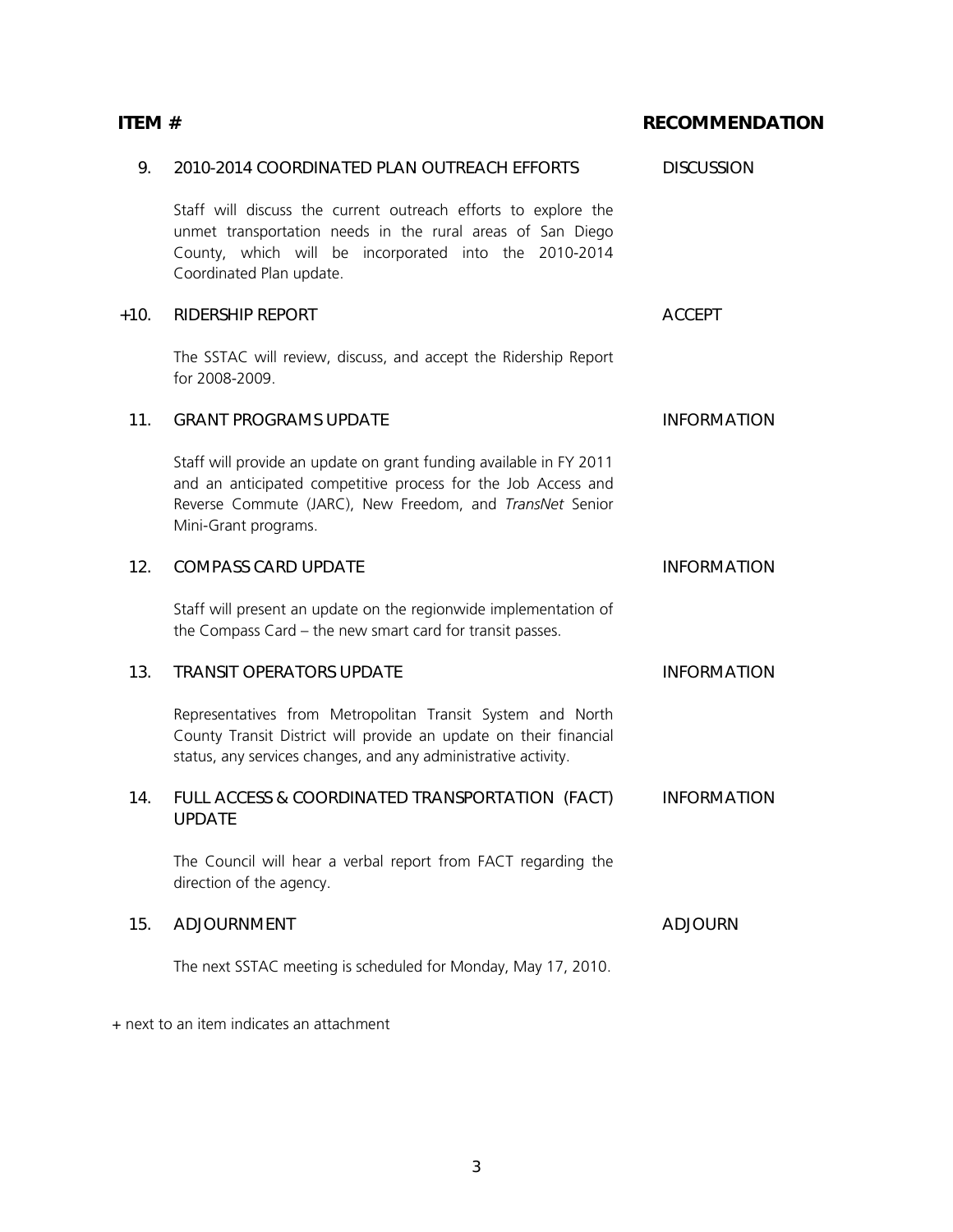| ITEM # | | RECOMMENDATION |
|---|---|---|
| 9. | 2010-2014 COORDINATED PLAN OUTREACH EFFORTS | DISCUSSION |
| | Staff will discuss the current outreach efforts to explore the unmet transportation needs in the rural areas of San Diego County, which will be incorporated into the 2010-2014 Coordinated Plan update. | |
| +10. | RIDERSHIP REPORT | ACCEPT |
| | The SSTAC will review, discuss, and accept the Ridership Report for 2008-2009. | |
| 11. | GRANT PROGRAMS UPDATE | INFORMATION |
| | Staff will provide an update on grant funding available in FY 2011 and an anticipated competitive process for the Job Access and Reverse Commute (JARC), New Freedom, and *TransNet* Senior Mini-Grant programs. | |
| 12. | COMPASS CARD UPDATE | INFORMATION |
| | Staff will present an update on the regionwide implementation of the Compass Card – the new smart card for transit passes. | |
| 13. | TRANSIT OPERATORS UPDATE | INFORMATION |
| | Representatives from Metropolitan Transit System and North County Transit District will provide an update on their financial status, any services changes, and any administrative activity. | |
| 14. | FULL ACCESS & COORDINATED TRANSPORTATION (FACT) UPDATE | INFORMATION |
| | The Council will hear a verbal report from FACT regarding the direction of the agency. | |
| 15. | ADJOURNMENT | ADJOURN |
| | The next SSTAC meeting is scheduled for Monday, May 17, 2010. | |

+ next to an item indicates an attachment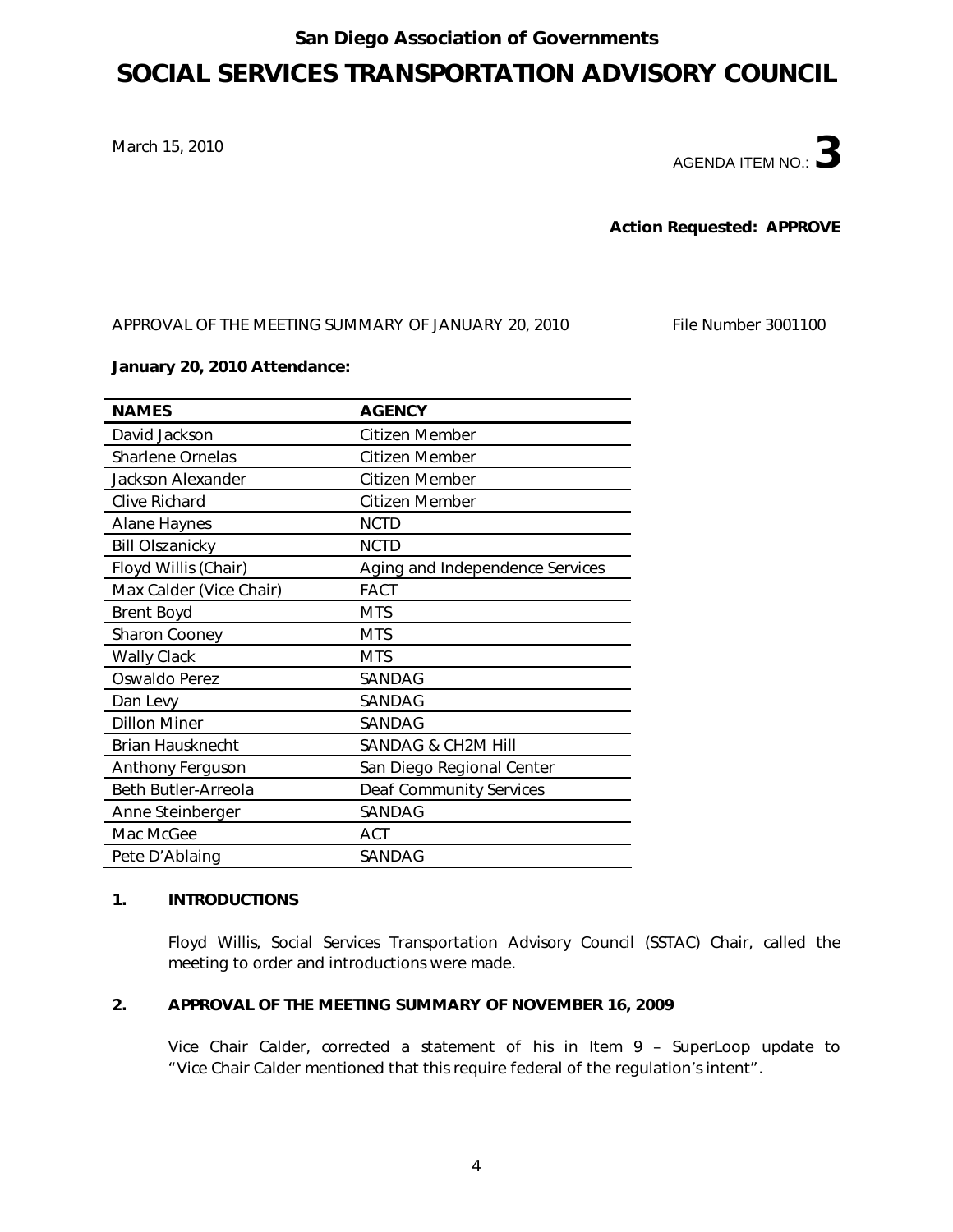San Diego Association of Governments

# SOCIAL SERVICES TRANSPORTATION ADVISORY COUNCIL

March 15, 2010

AGENDA ITEM NO.: **3**

**Action Requested: APPROVE**

APPROVAL OF THE MEETING SUMMARY OF JANUARY 20, 2010 File Number 3001100

**January 20, 2010 Attendance:**

| NAMES | AGENCY |
|---|---|
| David Jackson | Citizen Member |
| Sharlene Ornelas | Citizen Member |
| Jackson Alexander | Citizen Member |
| Clive Richard | Citizen Member |
| Alane Haynes | NCTD |
| Bill Olszanicky | NCTD |
| Floyd Willis (Chair) | Aging and Independence Services |
| Max Calder (Vice Chair) | FACT |
| Brent Boyd | MTS |
| Sharon Cooney | MTS |
| Wally Clack | MTS |
| Oswaldo Perez | SANDAG |
| Dan Levy | SANDAG |
| Dillon Miner | SANDAG |
| Brian Hausknecht | SANDAG & CH2M Hill |
| Anthony Ferguson | San Diego Regional Center |
| Beth Butler-Arreola | Deaf Community Services |
| Anne Steinberger | SANDAG |
| Mac McGee | ACT |
| Pete D'Ablaing | SANDAG |

**1. INTRODUCTIONS**

Floyd Willis, Social Services Transportation Advisory Council (SSTAC) Chair, called the meeting to order and introductions were made.

**2. APPROVAL OF THE MEETING SUMMARY OF NOVEMBER 16, 2009**

Vice Chair Calder, corrected a statement of his in Item 9 – SuperLoop update to "Vice Chair Calder mentioned that this require federal of the regulation's intent".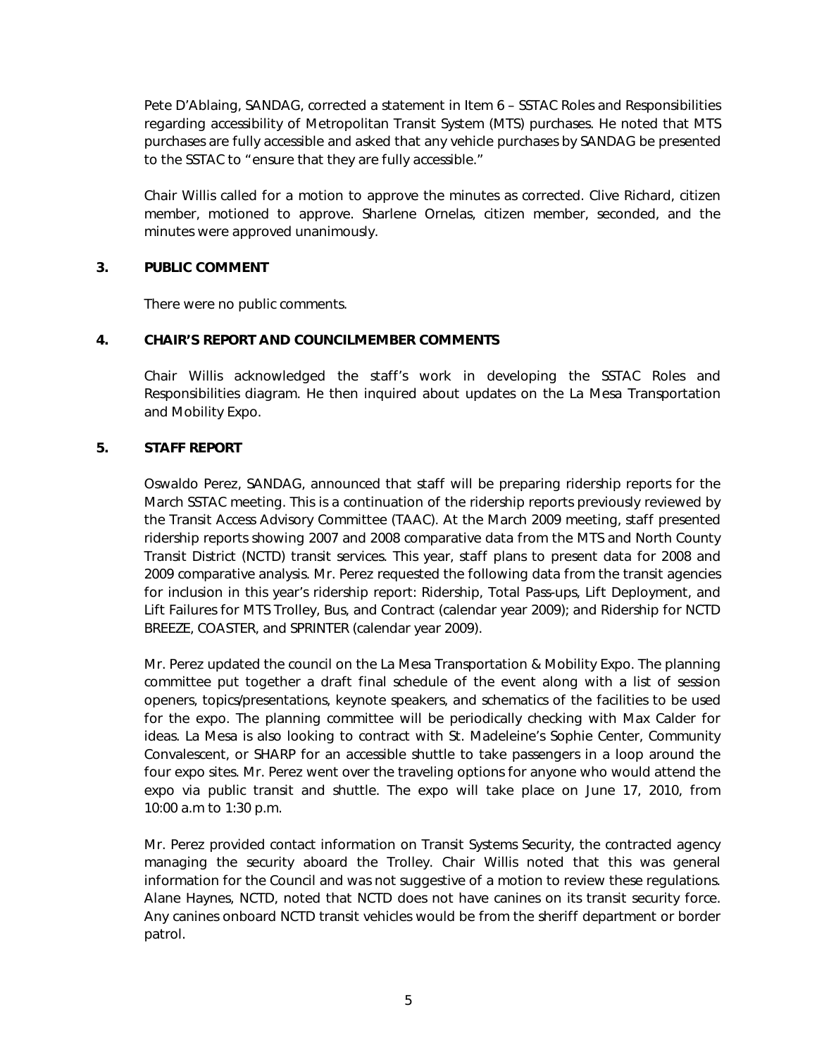Pete D'Ablaing, SANDAG, corrected a statement in Item 6 – SSTAC Roles and Responsibilities regarding accessibility of Metropolitan Transit System (MTS) purchases. He noted that MTS purchases are fully accessible and asked that any vehicle purchases by SANDAG be presented to the SSTAC to "ensure that they are fully accessible."

Chair Willis called for a motion to approve the minutes as corrected. Clive Richard, citizen member, motioned to approve. Sharlene Ornelas, citizen member, seconded, and the minutes were approved unanimously.

## 3. PUBLIC COMMENT

There were no public comments.

## 4. CHAIR'S REPORT AND COUNCILMEMBER COMMENTS

Chair Willis acknowledged the staff's work in developing the SSTAC Roles and Responsibilities diagram. He then inquired about updates on the La Mesa Transportation and Mobility Expo.

## 5. STAFF REPORT

Oswaldo Perez, SANDAG, announced that staff will be preparing ridership reports for the March SSTAC meeting. This is a continuation of the ridership reports previously reviewed by the Transit Access Advisory Committee (TAAC). At the March 2009 meeting, staff presented ridership reports showing 2007 and 2008 comparative data from the MTS and North County Transit District (NCTD) transit services. This year, staff plans to present data for 2008 and 2009 comparative analysis. Mr. Perez requested the following data from the transit agencies for inclusion in this year's ridership report: Ridership, Total Pass-ups, Lift Deployment, and Lift Failures for MTS Trolley, Bus, and Contract (calendar year 2009); and Ridership for NCTD BREEZE, COASTER, and SPRINTER (calendar year 2009).

Mr. Perez updated the council on the La Mesa Transportation & Mobility Expo. The planning committee put together a draft final schedule of the event along with a list of session openers, topics/presentations, keynote speakers, and schematics of the facilities to be used for the expo. The planning committee will be periodically checking with Max Calder for ideas. La Mesa is also looking to contract with St. Madeleine's Sophie Center, Community Convalescent, or SHARP for an accessible shuttle to take passengers in a loop around the four expo sites. Mr. Perez went over the traveling options for anyone who would attend the expo via public transit and shuttle. The expo will take place on June 17, 2010, from 10:00 a.m to 1:30 p.m.

Mr. Perez provided contact information on Transit Systems Security, the contracted agency managing the security aboard the Trolley. Chair Willis noted that this was general information for the Council and was not suggestive of a motion to review these regulations. Alane Haynes, NCTD, noted that NCTD does not have canines on its transit security force. Any canines onboard NCTD transit vehicles would be from the sheriff department or border patrol.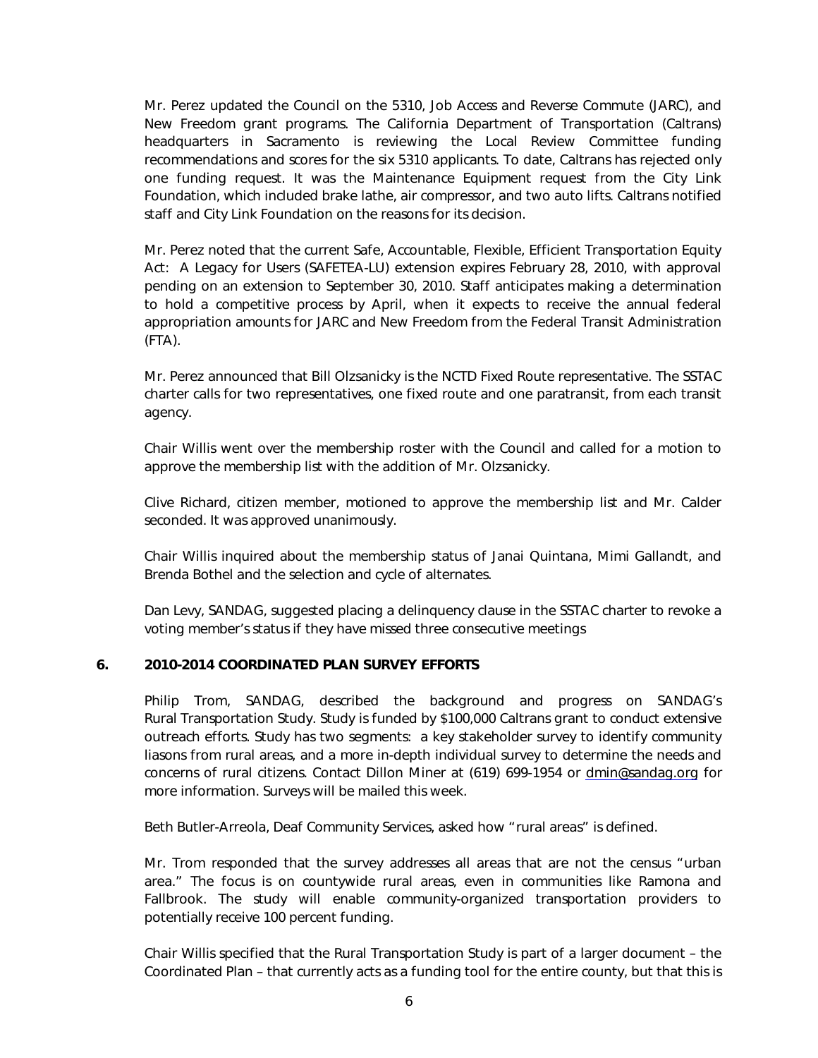Mr. Perez updated the Council on the 5310, Job Access and Reverse Commute (JARC), and New Freedom grant programs. The California Department of Transportation (Caltrans) headquarters in Sacramento is reviewing the Local Review Committee funding recommendations and scores for the six 5310 applicants. To date, Caltrans has rejected only one funding request. It was the Maintenance Equipment request from the City Link Foundation, which included brake lathe, air compressor, and two auto lifts. Caltrans notified staff and City Link Foundation on the reasons for its decision.

Mr. Perez noted that the current Safe, Accountable, Flexible, Efficient Transportation Equity Act: A Legacy for Users (SAFETEA-LU) extension expires February 28, 2010, with approval pending on an extension to September 30, 2010. Staff anticipates making a determination to hold a competitive process by April, when it expects to receive the annual federal appropriation amounts for JARC and New Freedom from the Federal Transit Administration (FTA).

Mr. Perez announced that Bill Olzsanicky is the NCTD Fixed Route representative. The SSTAC charter calls for two representatives, one fixed route and one paratransit, from each transit agency.

Chair Willis went over the membership roster with the Council and called for a motion to approve the membership list with the addition of Mr. Olzsanicky.

Clive Richard, citizen member, motioned to approve the membership list and Mr. Calder seconded. It was approved unanimously.

Chair Willis inquired about the membership status of Janai Quintana, Mimi Gallandt, and Brenda Bothel and the selection and cycle of alternates.

Dan Levy, SANDAG, suggested placing a delinquency clause in the SSTAC charter to revoke a voting member's status if they have missed three consecutive meetings

## 6. 2010-2014 COORDINATED PLAN SURVEY EFFORTS

Philip Trom, SANDAG, described the background and progress on SANDAG's Rural Transportation Study. Study is funded by $100,000 Caltrans grant to conduct extensive outreach efforts. Study has two segments: a key stakeholder survey to identify community liasons from rural areas, and a more in-depth individual survey to determine the needs and concerns of rural citizens. Contact Dillon Miner at (619) 699-1954 or dmin@sandag.org for more information. Surveys will be mailed this week.

Beth Butler-Arreola, Deaf Community Services, asked how "rural areas" is defined.

Mr. Trom responded that the survey addresses all areas that are not the census "urban area." The focus is on countywide rural areas, even in communities like Ramona and Fallbrook. The study will enable community-organized transportation providers to potentially receive 100 percent funding.

Chair Willis specified that the Rural Transportation Study is part of a larger document – the Coordinated Plan – that currently acts as a funding tool for the entire county, but that this is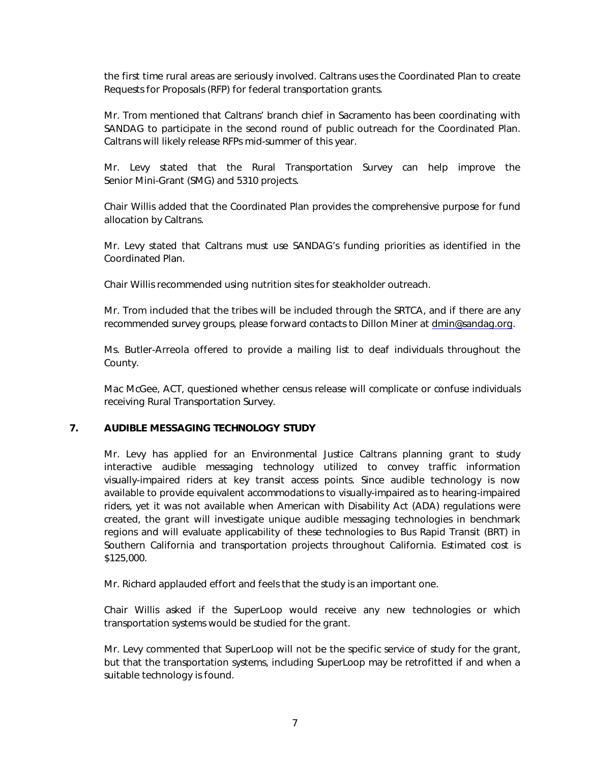the first time rural areas are seriously involved. Caltrans uses the Coordinated Plan to create Requests for Proposals (RFP) for federal transportation grants.

Mr. Trom mentioned that Caltrans' branch chief in Sacramento has been coordinating with SANDAG to participate in the second round of public outreach for the Coordinated Plan. Caltrans will likely release RFPs mid-summer of this year.

Mr. Levy stated that the Rural Transportation Survey can help improve the Senior Mini-Grant (SMG) and 5310 projects.

Chair Willis added that the Coordinated Plan provides the comprehensive purpose for fund allocation by Caltrans.

Mr. Levy stated that Caltrans must use SANDAG's funding priorities as identified in the Coordinated Plan.

Chair Willis recommended using nutrition sites for steakholder outreach.

Mr. Trom included that the tribes will be included through the SRTCA, and if there are any recommended survey groups, please forward contacts to Dillon Miner at dmin@sandag.org.

Ms. Butler-Arreola offered to provide a mailing list to deaf individuals throughout the County.

Mac McGee, ACT, questioned whether census release will complicate or confuse individuals receiving Rural Transportation Survey.

**7. AUDIBLE MESSAGING TECHNOLOGY STUDY**

Mr. Levy has applied for an Environmental Justice Caltrans planning grant to study interactive audible messaging technology utilized to convey traffic information visually-impaired riders at key transit access points. Since audible technology is now available to provide equivalent accommodations to visually-impaired as to hearing-impaired riders, yet it was not available when American with Disability Act (ADA) regulations were created, the grant will investigate unique audible messaging technologies in benchmark regions and will evaluate applicability of these technologies to Bus Rapid Transit (BRT) in Southern California and transportation projects throughout California. Estimated cost is $125,000.

Mr. Richard applauded effort and feels that the study is an important one.

Chair Willis asked if the SuperLoop would receive any new technologies or which transportation systems would be studied for the grant.

Mr. Levy commented that SuperLoop will not be the specific service of study for the grant, but that the transportation systems, including SuperLoop may be retrofitted if and when a suitable technology is found.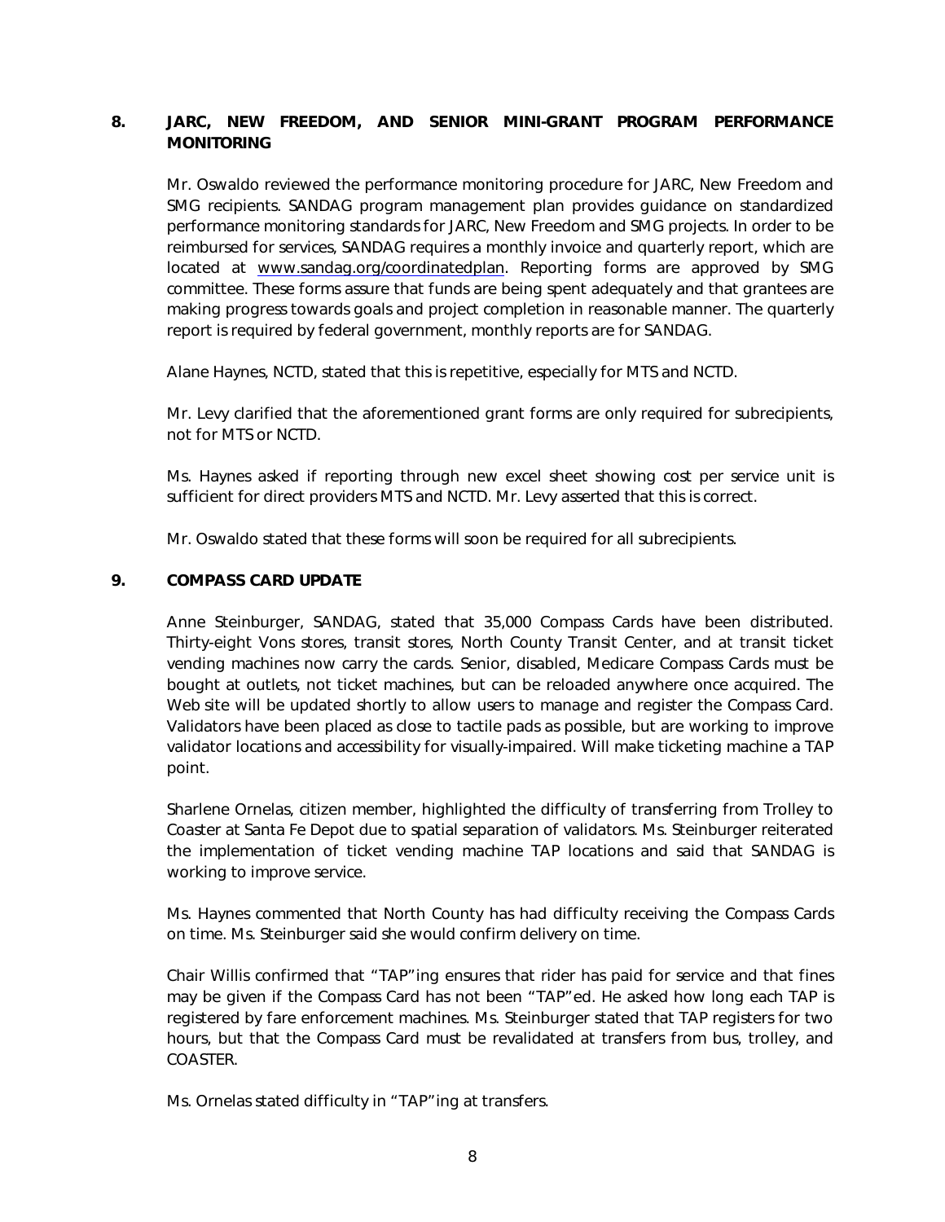**8. JARC, NEW FREEDOM, AND SENIOR MINI-GRANT PROGRAM PERFORMANCE MONITORING**

Mr. Oswaldo reviewed the performance monitoring procedure for JARC, New Freedom and SMG recipients. SANDAG program management plan provides guidance on standardized performance monitoring standards for JARC, New Freedom and SMG projects. In order to be reimbursed for services, SANDAG requires a monthly invoice and quarterly report, which are located at www.sandag.org/coordinatedplan. Reporting forms are approved by SMG committee. These forms assure that funds are being spent adequately and that grantees are making progress towards goals and project completion in reasonable manner. The quarterly report is required by federal government, monthly reports are for SANDAG.

Alane Haynes, NCTD, stated that this is repetitive, especially for MTS and NCTD.

Mr. Levy clarified that the aforementioned grant forms are only required for subrecipients, not for MTS or NCTD.

Ms. Haynes asked if reporting through new excel sheet showing cost per service unit is sufficient for direct providers MTS and NCTD. Mr. Levy asserted that this is correct.

Mr. Oswaldo stated that these forms will soon be required for all subrecipients.

**9. COMPASS CARD UPDATE**

Anne Steinburger, SANDAG, stated that 35,000 Compass Cards have been distributed. Thirty-eight Vons stores, transit stores, North County Transit Center, and at transit ticket vending machines now carry the cards. Senior, disabled, Medicare Compass Cards must be bought at outlets, not ticket machines, but can be reloaded anywhere once acquired. The Web site will be updated shortly to allow users to manage and register the Compass Card. Validators have been placed as close to tactile pads as possible, but are working to improve validator locations and accessibility for visually-impaired. Will make ticketing machine a TAP point.

Sharlene Ornelas, citizen member, highlighted the difficulty of transferring from Trolley to Coaster at Santa Fe Depot due to spatial separation of validators. Ms. Steinburger reiterated the implementation of ticket vending machine TAP locations and said that SANDAG is working to improve service.

Ms. Haynes commented that North County has had difficulty receiving the Compass Cards on time. Ms. Steinburger said she would confirm delivery on time.

Chair Willis confirmed that "TAP"ing ensures that rider has paid for service and that fines may be given if the Compass Card has not been "TAP"ed. He asked how long each TAP is registered by fare enforcement machines. Ms. Steinburger stated that TAP registers for two hours, but that the Compass Card must be revalidated at transfers from bus, trolley, and COASTER.

Ms. Ornelas stated difficulty in "TAP"ing at transfers.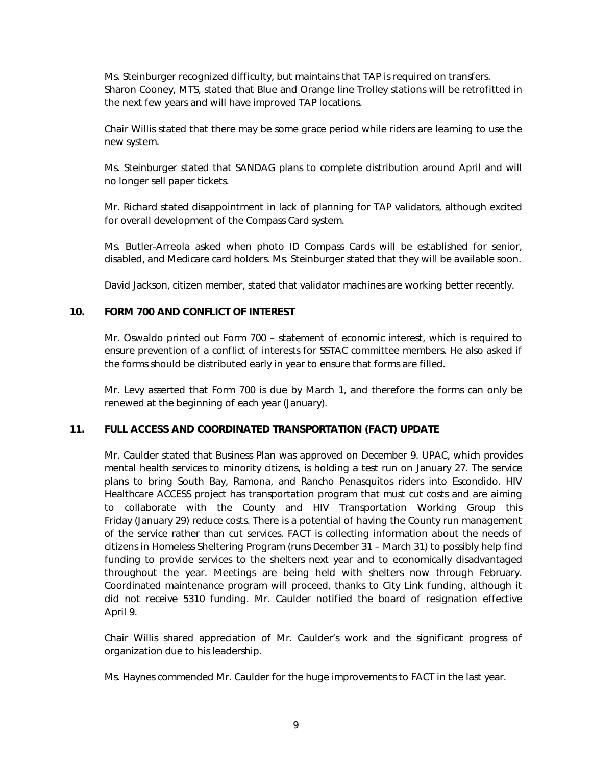Ms. Steinburger recognized difficulty, but maintains that TAP is required on transfers. Sharon Cooney, MTS, stated that Blue and Orange line Trolley stations will be retrofitted in the next few years and will have improved TAP locations.

Chair Willis stated that there may be some grace period while riders are learning to use the new system.

Ms. Steinburger stated that SANDAG plans to complete distribution around April and will no longer sell paper tickets.

Mr. Richard stated disappointment in lack of planning for TAP validators, although excited for overall development of the Compass Card system.

Ms. Butler-Arreola asked when photo ID Compass Cards will be established for senior, disabled, and Medicare card holders. Ms. Steinburger stated that they will be available soon.

David Jackson, citizen member, stated that validator machines are working better recently.

**10. FORM 700 AND CONFLICT OF INTEREST**

Mr. Oswaldo printed out Form 700 – statement of economic interest, which is required to ensure prevention of a conflict of interests for SSTAC committee members. He also asked if the forms should be distributed early in year to ensure that forms are filled.

Mr. Levy asserted that Form 700 is due by March 1, and therefore the forms can only be renewed at the beginning of each year (January).

**11. FULL ACCESS AND COORDINATED TRANSPORTATION (FACT) UPDATE**

Mr. Caulder stated that Business Plan was approved on December 9. UPAC, which provides mental health services to minority citizens, is holding a test run on January 27. The service plans to bring South Bay, Ramona, and Rancho Penasquitos riders into Escondido. HIV Healthcare ACCESS project has transportation program that must cut costs and are aiming to collaborate with the County and HIV Transportation Working Group this Friday (January 29) reduce costs. There is a potential of having the County run management of the service rather than cut services. FACT is collecting information about the needs of citizens in Homeless Sheltering Program (runs December 31 – March 31) to possibly help find funding to provide services to the shelters next year and to economically disadvantaged throughout the year. Meetings are being held with shelters now through February. Coordinated maintenance program will proceed, thanks to City Link funding, although it did not receive 5310 funding. Mr. Caulder notified the board of resignation effective April 9.

Chair Willis shared appreciation of Mr. Caulder's work and the significant progress of organization due to his leadership.

Ms. Haynes commended Mr. Caulder for the huge improvements to FACT in the last year.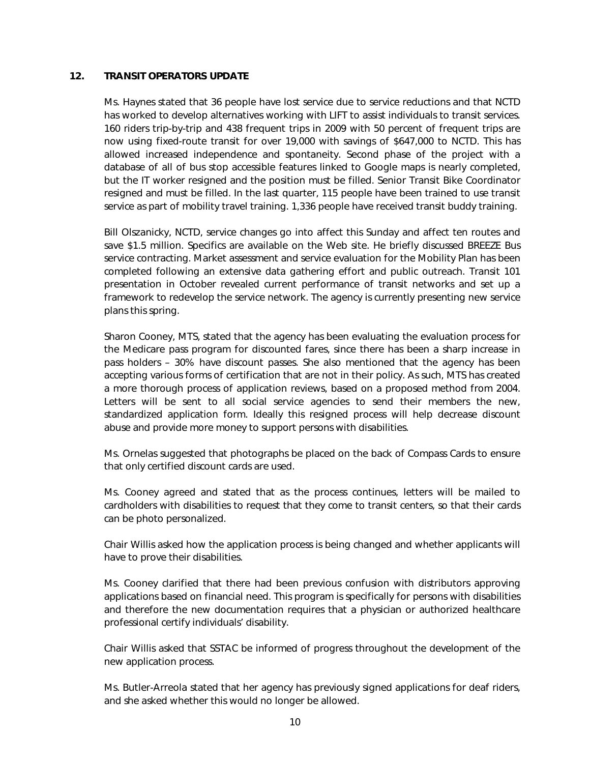## 12. TRANSIT OPERATORS UPDATE

Ms. Haynes stated that 36 people have lost service due to service reductions and that NCTD has worked to develop alternatives working with LIFT to assist individuals to transit services. 160 riders trip-by-trip and 438 frequent trips in 2009 with 50 percent of frequent trips are now using fixed-route transit for over 19,000 with savings of $647,000 to NCTD. This has allowed increased independence and spontaneity. Second phase of the project with a database of all of bus stop accessible features linked to Google maps is nearly completed, but the IT worker resigned and the position must be filled. Senior Transit Bike Coordinator resigned and must be filled. In the last quarter, 115 people have been trained to use transit service as part of mobility travel training. 1,336 people have received transit buddy training.

Bill Olszanicky, NCTD, service changes go into affect this Sunday and affect ten routes and save $1.5 million. Specifics are available on the Web site. He briefly discussed BREEZE Bus service contracting. Market assessment and service evaluation for the Mobility Plan has been completed following an extensive data gathering effort and public outreach. Transit 101 presentation in October revealed current performance of transit networks and set up a framework to redevelop the service network. The agency is currently presenting new service plans this spring.

Sharon Cooney, MTS, stated that the agency has been evaluating the evaluation process for the Medicare pass program for discounted fares, since there has been a sharp increase in pass holders – 30% have discount passes. She also mentioned that the agency has been accepting various forms of certification that are not in their policy. As such, MTS has created a more thorough process of application reviews, based on a proposed method from 2004. Letters will be sent to all social service agencies to send their members the new, standardized application form. Ideally this resigned process will help decrease discount abuse and provide more money to support persons with disabilities.

Ms. Ornelas suggested that photographs be placed on the back of Compass Cards to ensure that only certified discount cards are used.

Ms. Cooney agreed and stated that as the process continues, letters will be mailed to cardholders with disabilities to request that they come to transit centers, so that their cards can be photo personalized.

Chair Willis asked how the application process is being changed and whether applicants will have to prove their disabilities.

Ms. Cooney clarified that there had been previous confusion with distributors approving applications based on financial need. This program is specifically for persons with disabilities and therefore the new documentation requires that a physician or authorized healthcare professional certify individuals' disability.

Chair Willis asked that SSTAC be informed of progress throughout the development of the new application process.

Ms. Butler-Arreola stated that her agency has previously signed applications for deaf riders, and she asked whether this would no longer be allowed.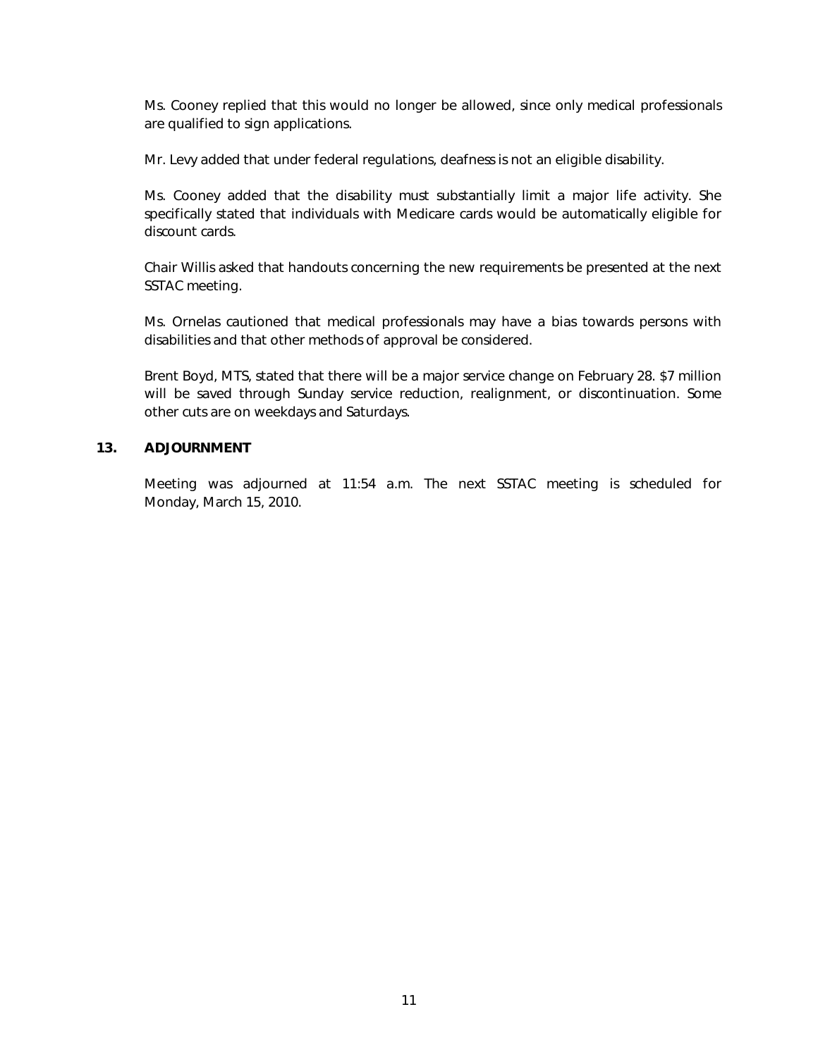Ms. Cooney replied that this would no longer be allowed, since only medical professionals are qualified to sign applications.

Mr. Levy added that under federal regulations, deafness is not an eligible disability.

Ms. Cooney added that the disability must substantially limit a major life activity. She specifically stated that individuals with Medicare cards would be automatically eligible for discount cards.

Chair Willis asked that handouts concerning the new requirements be presented at the next SSTAC meeting.

Ms. Ornelas cautioned that medical professionals may have a bias towards persons with disabilities and that other methods of approval be considered.

Brent Boyd, MTS, stated that there will be a major service change on February 28. $7 million will be saved through Sunday service reduction, realignment, or discontinuation. Some other cuts are on weekdays and Saturdays.

## 13. ADJOURNMENT

Meeting was adjourned at 11:54 a.m. The next SSTAC meeting is scheduled for Monday, March 15, 2010.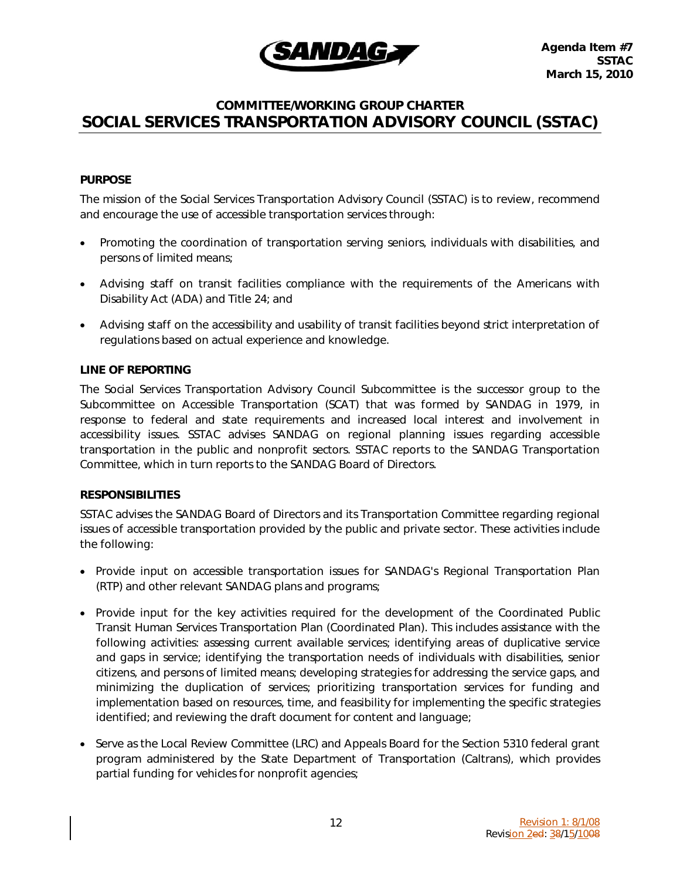Agenda Item #7
SSTAC
March 15, 2010

## COMMITTEE/WORKING GROUP CHARTER
# SOCIAL SERVICES TRANSPORTATION ADVISORY COUNCIL (SSTAC)

### PURPOSE

The mission of the Social Services Transportation Advisory Council (SSTAC) is to review, recommend and encourage the use of accessible transportation services through:

- Promoting the coordination of transportation serving seniors, individuals with disabilities, and persons of limited means;
- Advising staff on transit facilities compliance with the requirements of the Americans with Disability Act (ADA) and Title 24; and
- Advising staff on the accessibility and usability of transit facilities beyond strict interpretation of regulations based on actual experience and knowledge.

### LINE OF REPORTING

The Social Services Transportation Advisory Council Subcommittee is the successor group to the Subcommittee on Accessible Transportation (SCAT) that was formed by SANDAG in 1979, in response to federal and state requirements and increased local interest and involvement in accessibility issues. SSTAC advises SANDAG on regional planning issues regarding accessible transportation in the public and nonprofit sectors. SSTAC reports to the SANDAG Transportation Committee, which in turn reports to the SANDAG Board of Directors.

### RESPONSIBILITIES

SSTAC advises the SANDAG Board of Directors and its Transportation Committee regarding regional issues of accessible transportation provided by the public and private sector. These activities include the following:

- Provide input on accessible transportation issues for SANDAG's Regional Transportation Plan (RTP) and other relevant SANDAG plans and programs;
- Provide input for the key activities required for the development of the Coordinated Public Transit Human Services Transportation Plan (Coordinated Plan). This includes assistance with the following activities: assessing current available services; identifying areas of duplicative service and gaps in service; identifying the transportation needs of individuals with disabilities, senior citizens, and persons of limited means; developing strategies for addressing the service gaps, and minimizing the duplication of services; prioritizing transportation services for funding and implementation based on resources, time, and feasibility for implementing the specific strategies identified; and reviewing the draft document for content and language;
- Serve as the Local Review Committee (LRC) and Appeals Board for the Section 5310 federal grant program administered by the State Department of Transportation (Caltrans), which provides partial funding for vehicles for nonprofit agencies;

Revision 1: 8/1/08
Revision 2ed: 38/15/1008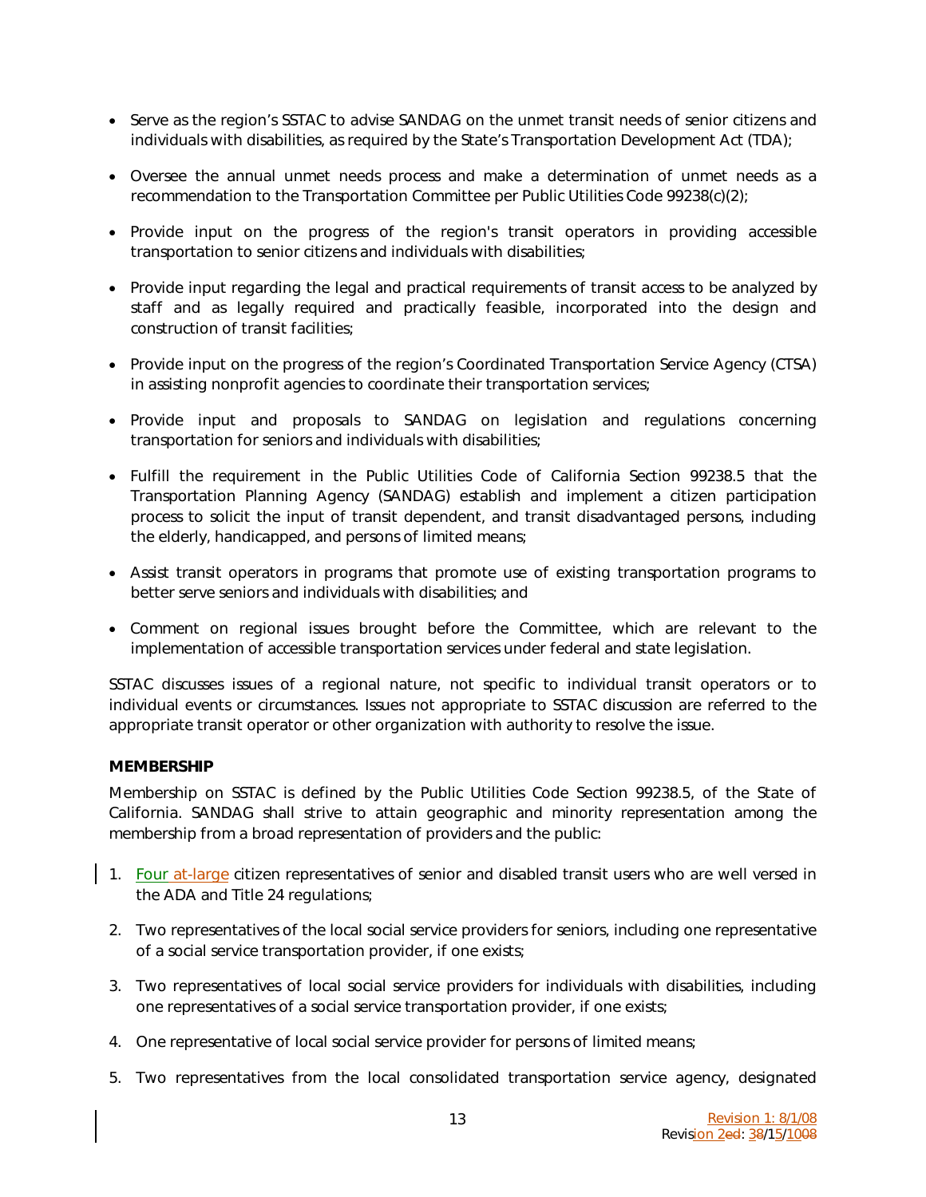- Serve as the region's SSTAC to advise SANDAG on the unmet transit needs of senior citizens and individuals with disabilities, as required by the State's Transportation Development Act (TDA);

- Oversee the annual unmet needs process and make a determination of unmet needs as a recommendation to the Transportation Committee per Public Utilities Code 99238(c)(2);

- Provide input on the progress of the region's transit operators in providing accessible transportation to senior citizens and individuals with disabilities;

- Provide input regarding the legal and practical requirements of transit access to be analyzed by staff and as legally required and practically feasible, incorporated into the design and construction of transit facilities;

- Provide input on the progress of the region's Coordinated Transportation Service Agency (CTSA) in assisting nonprofit agencies to coordinate their transportation services;

- Provide input and proposals to SANDAG on legislation and regulations concerning transportation for seniors and individuals with disabilities;

- Fulfill the requirement in the Public Utilities Code of California Section 99238.5 that the Transportation Planning Agency (SANDAG) establish and implement a citizen participation process to solicit the input of transit dependent, and transit disadvantaged persons, including the elderly, handicapped, and persons of limited means;

- Assist transit operators in programs that promote use of existing transportation programs to better serve seniors and individuals with disabilities; and

- Comment on regional issues brought before the Committee, which are relevant to the implementation of accessible transportation services under federal and state legislation.

SSTAC discusses issues of a regional nature, not specific to individual transit operators or to individual events or circumstances. Issues not appropriate to SSTAC discussion are referred to the appropriate transit operator or other organization with authority to resolve the issue.

**MEMBERSHIP**

Membership on SSTAC is defined by the Public Utilities Code Section 99238.5, of the State of California. SANDAG shall strive to attain geographic and minority representation among the membership from a broad representation of providers and the public:

1. Four at-large citizen representatives of senior and disabled transit users who are well versed in the ADA and Title 24 regulations;

2. Two representatives of the local social service providers for seniors, including one representative of a social service transportation provider, if one exists;

3. Two representatives of local social service providers for individuals with disabilities, including one representatives of a social service transportation provider, if one exists;

4. One representative of local social service provider for persons of limited means;

5. Two representatives from the local consolidated transportation service agency, designated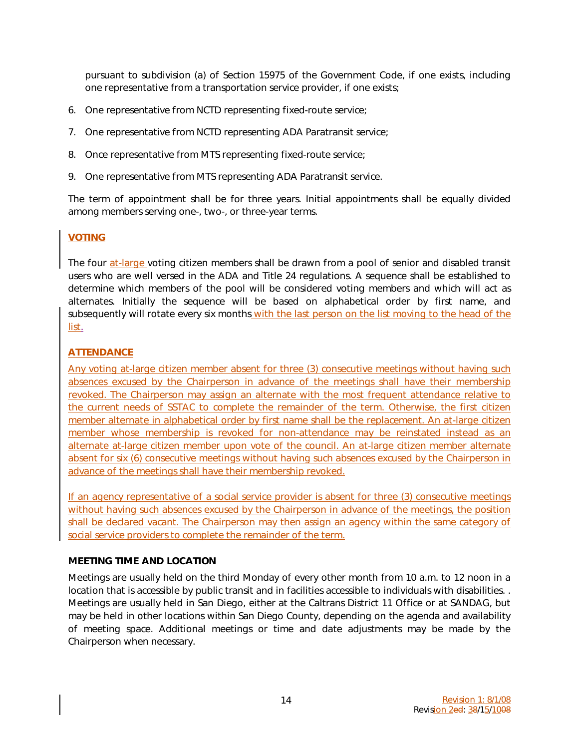pursuant to subdivision (a) of Section 15975 of the Government Code, if one exists, including one representative from a transportation service provider, if one exists;

6. One representative from NCTD representing fixed-route service;
7. One representative from NCTD representing ADA Paratransit service;
8. Once representative from MTS representing fixed-route service;
9. One representative from MTS representing ADA Paratransit service.

The term of appointment shall be for three years. Initial appointments shall be equally divided among members serving one-, two-, or three-year terms.

**VOTING**

The four at-large voting citizen members shall be drawn from a pool of senior and disabled transit users who are well versed in the ADA and Title 24 regulations. A sequence shall be established to determine which members of the pool will be considered voting members and which will act as alternates. Initially the sequence will be based on alphabetical order by first name, and subsequently will rotate every six months with the last person on the list moving to the head of the list.

**ATTENDANCE**

Any voting at-large citizen member absent for three (3) consecutive meetings without having such absences excused by the Chairperson in advance of the meetings shall have their membership revoked. The Chairperson may assign an alternate with the most frequent attendance relative to the current needs of SSTAC to complete the remainder of the term. Otherwise, the first citizen member alternate in alphabetical order by first name shall be the replacement. An at-large citizen member whose membership is revoked for non-attendance may be reinstated instead as an alternate at-large citizen member upon vote of the council. An at-large citizen member alternate absent for six (6) consecutive meetings without having such absences excused by the Chairperson in advance of the meetings shall have their membership revoked.

If an agency representative of a social service provider is absent for three (3) consecutive meetings without having such absences excused by the Chairperson in advance of the meetings, the position shall be declared vacant. The Chairperson may then assign an agency within the same category of social service providers to complete the remainder of the term.

**MEETING TIME AND LOCATION**

Meetings are usually held on the third Monday of every other month from 10 a.m. to 12 noon in a location that is accessible by public transit and in facilities accessible to individuals with disabilities. . Meetings are usually held in San Diego, either at the Caltrans District 11 Office or at SANDAG, but may be held in other locations within San Diego County, depending on the agenda and availability of meeting space. Additional meetings or time and date adjustments may be made by the Chairperson when necessary.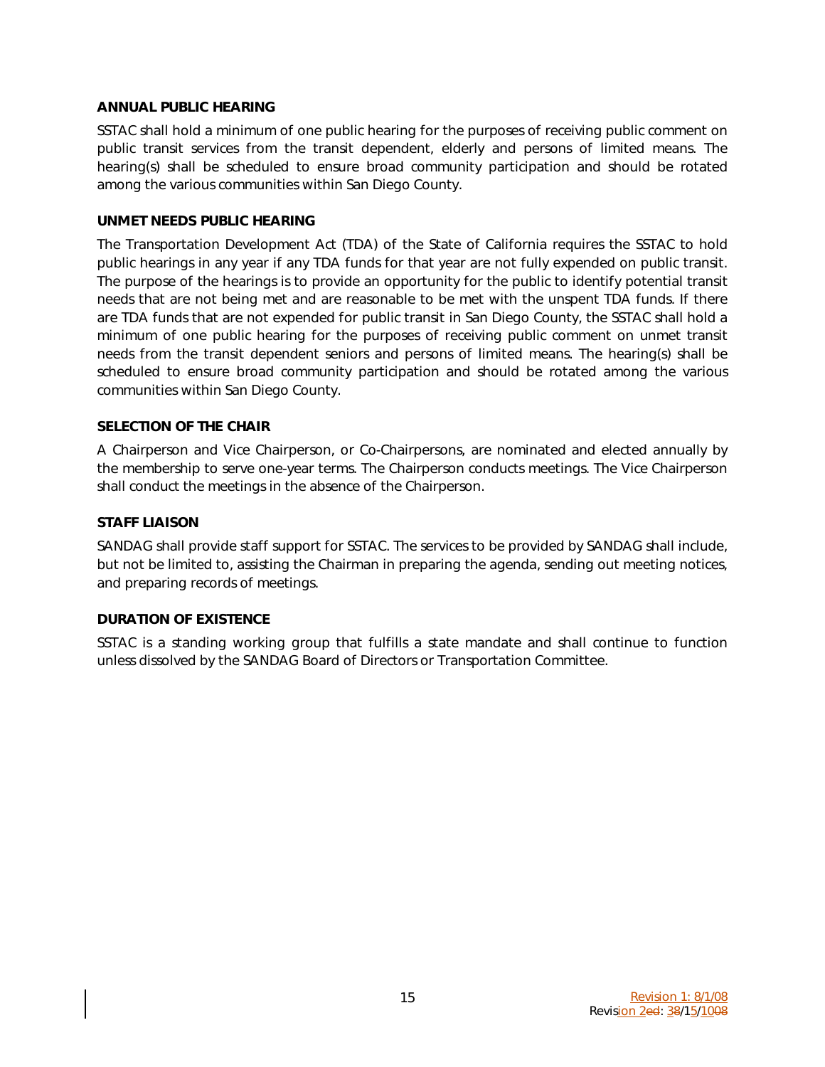### ANNUAL PUBLIC HEARING

SSTAC shall hold a minimum of one public hearing for the purposes of receiving public comment on public transit services from the transit dependent, elderly and persons of limited means. The hearing(s) shall be scheduled to ensure broad community participation and should be rotated among the various communities within San Diego County.

### UNMET NEEDS PUBLIC HEARING

The Transportation Development Act (TDA) of the State of California requires the SSTAC to hold public hearings in any year if any TDA funds for that year are not fully expended on public transit. The purpose of the hearings is to provide an opportunity for the public to identify potential transit needs that are not being met and are reasonable to be met with the unspent TDA funds. If there are TDA funds that are not expended for public transit in San Diego County, the SSTAC shall hold a minimum of one public hearing for the purposes of receiving public comment on unmet transit needs from the transit dependent seniors and persons of limited means. The hearing(s) shall be scheduled to ensure broad community participation and should be rotated among the various communities within San Diego County.

### SELECTION OF THE CHAIR

A Chairperson and Vice Chairperson, or Co-Chairpersons, are nominated and elected annually by the membership to serve one-year terms. The Chairperson conducts meetings. The Vice Chairperson shall conduct the meetings in the absence of the Chairperson.

### STAFF LIAISON

SANDAG shall provide staff support for SSTAC. The services to be provided by SANDAG shall include, but not be limited to, assisting the Chairman in preparing the agenda, sending out meeting notices, and preparing records of meetings.

### DURATION OF EXISTENCE

SSTAC is a standing working group that fulfills a state mandate and shall continue to function unless dissolved by the SANDAG Board of Directors or Transportation Committee.

Revision 1: 8/1/08
Revision 2: 3/15/10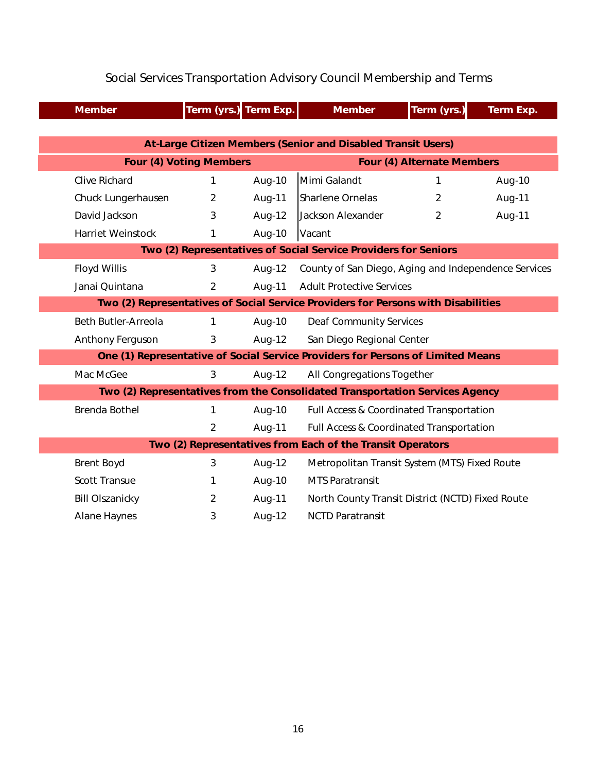# Social Services Transportation Advisory Council Membership and Terms

| Member | Term (yrs.) | Term Exp. | Member | Term (yrs.) | Term Exp. |
|---|---|---|---|---|---|
| **At-Large Citizen Members (Senior and Disabled Transit Users)** | | | | | |
| **Four (4) Voting Members** | | | **Four (4) Alternate Members** | | |
| Clive Richard | 1 | Aug-10 | Mimi Galandt | 1 | Aug-10 |
| Chuck Lungerhausen | 2 | Aug-11 | Sharlene Ornelas | 2 | Aug-11 |
| David Jackson | 3 | Aug-12 | Jackson Alexander | 2 | Aug-11 |
| Harriet Weinstock | 1 | Aug-10 | Vacant | | |
| **Two (2) Representatives of Social Service Providers for Seniors** | | | | | |
| Floyd Willis | 3 | Aug-12 | County of San Diego, Aging and Independence Services | | |
| Janai Quintana | 2 | Aug-11 | Adult Protective Services | | |
| **Two (2) Representatives of Social Service Providers for Persons with Disabilities** | | | | | |
| Beth Butler-Arreola | 1 | Aug-10 | Deaf Community Services | | |
| Anthony Ferguson | 3 | Aug-12 | San Diego Regional Center | | |
| **One (1) Representative of Social Service Providers for Persons of Limited Means** | | | | | |
| Mac McGee | 3 | Aug-12 | All Congregations Together | | |
| **Two (2) Representatives from the Consolidated Transportation Services Agency** | | | | | |
| Brenda Bothel | 1 | Aug-10 | Full Access & Coordinated Transportation | | |
| | 2 | Aug-11 | Full Access & Coordinated Transportation | | |
| **Two (2) Representatives from Each of the Transit Operators** | | | | | |
| Brent Boyd | 3 | Aug-12 | Metropolitan Transit System (MTS) Fixed Route | | |
| Scott Transue | 1 | Aug-10 | MTS Paratransit | | |
| Bill Olszanicky | 2 | Aug-11 | North County Transit District (NCTD) Fixed Route | | |
| Alane Haynes | 3 | Aug-12 | NCTD Paratransit | | |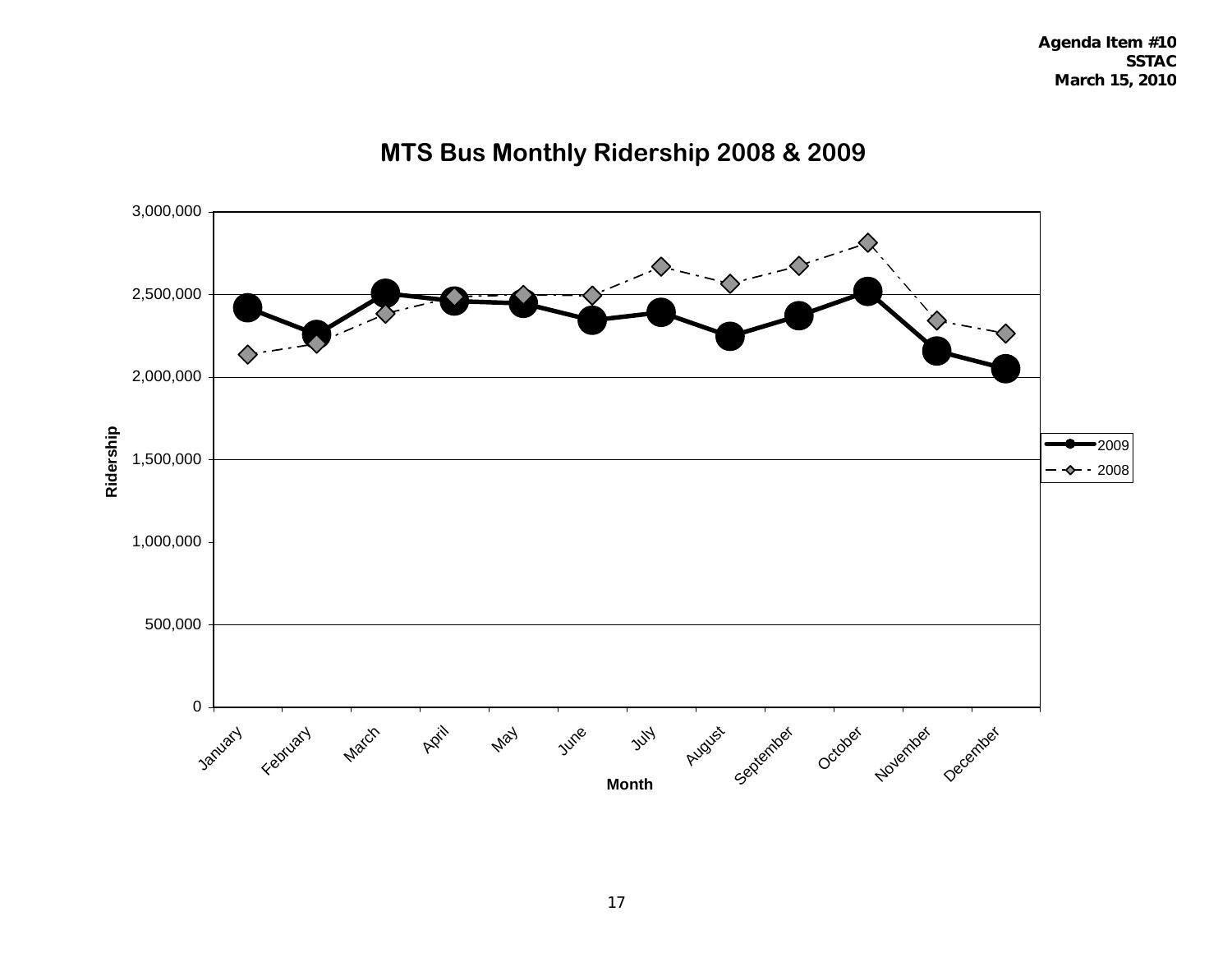Agenda Item #10
SSTAC
March 15, 2010

# MTS Bus Monthly Ridership 2008 & 2009

Ridership

3,000,000
2,500,000
2,000,000
1,500,000
1,000,000
500,000
0

January February March April May June July August September October November December

Month

2009
2008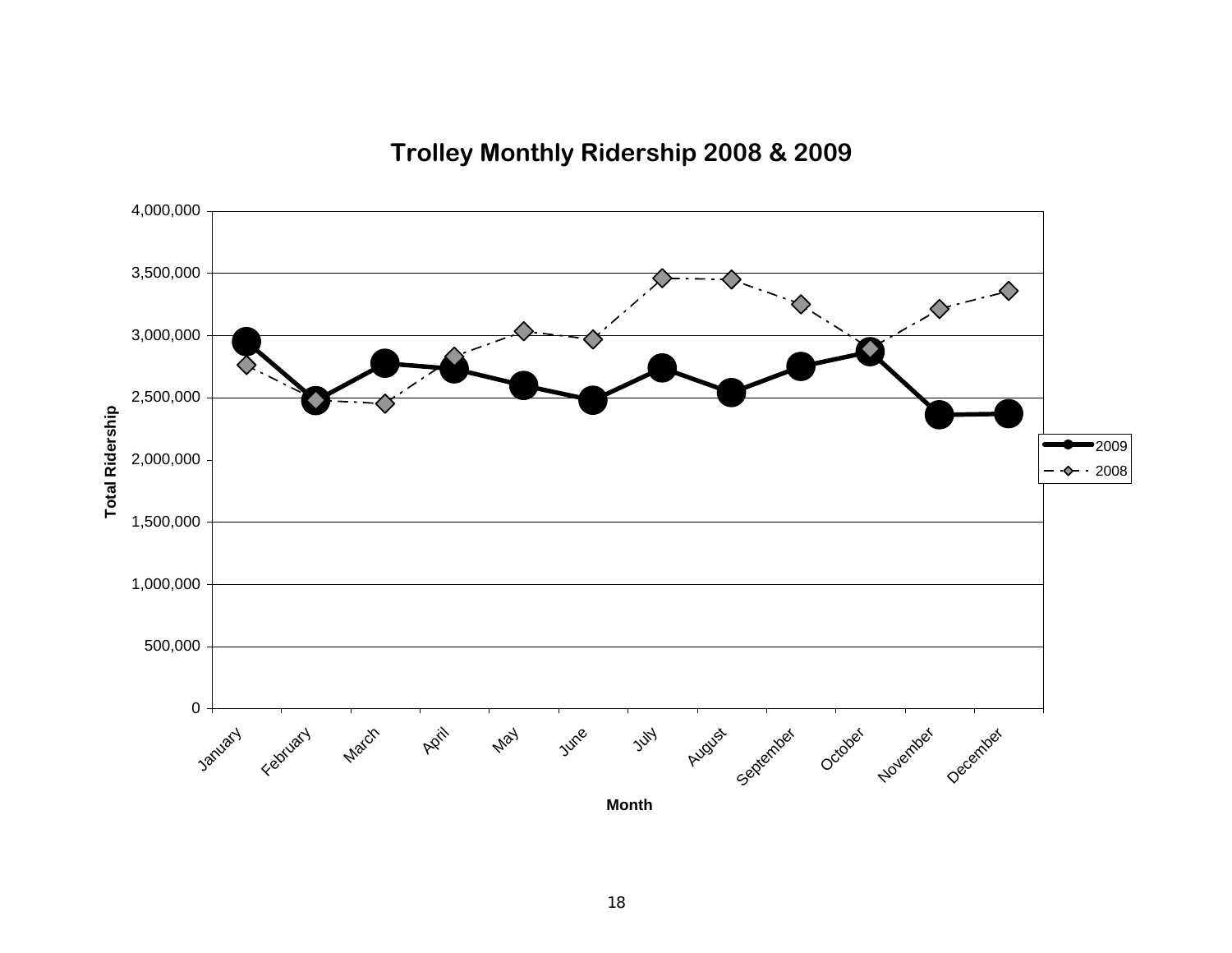## Trolley Monthly Ridership 2008 & 2009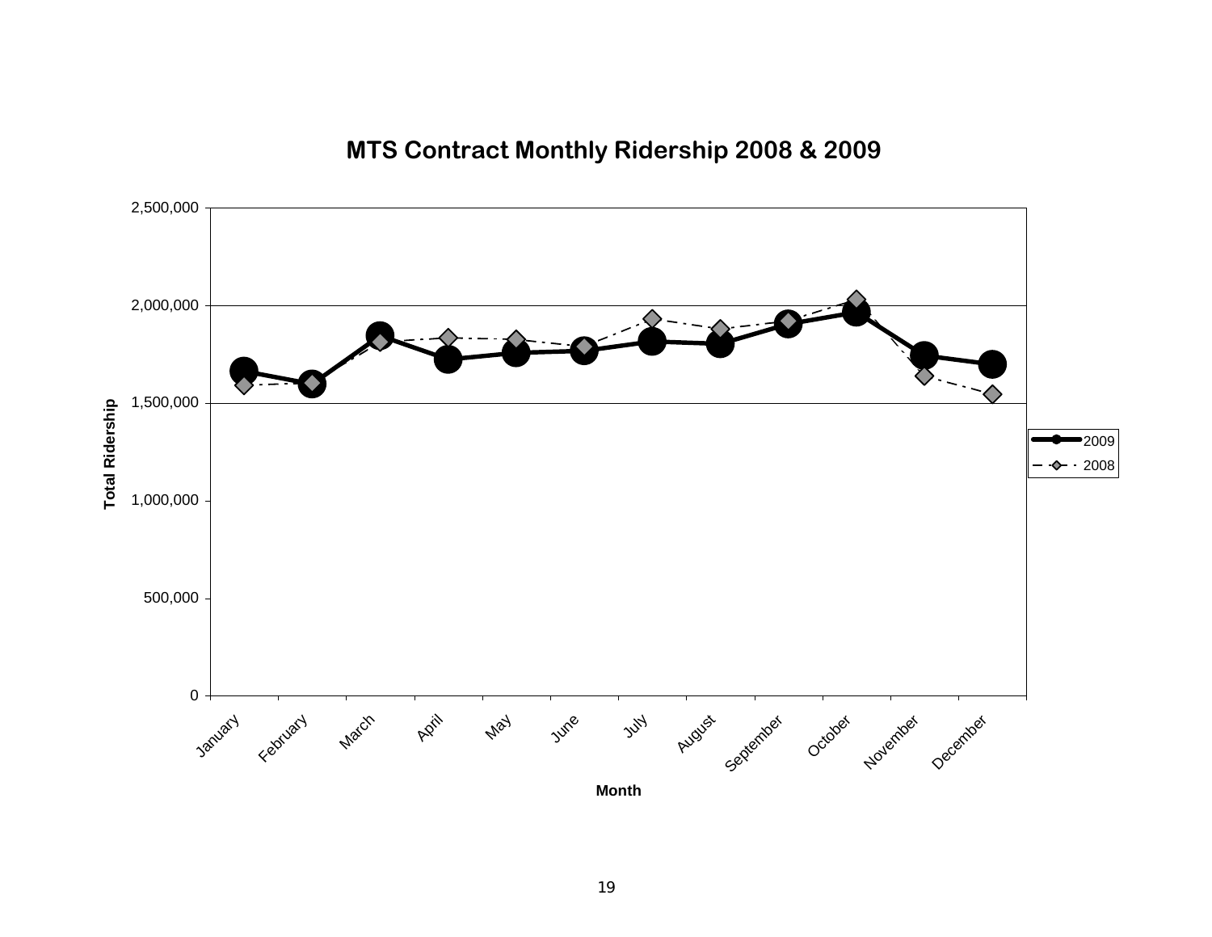## MTS Contract Monthly Ridership 2008 & 2009

Total Ridership (0 – 2,500,000) by Month (January – December); series: 2009, 2008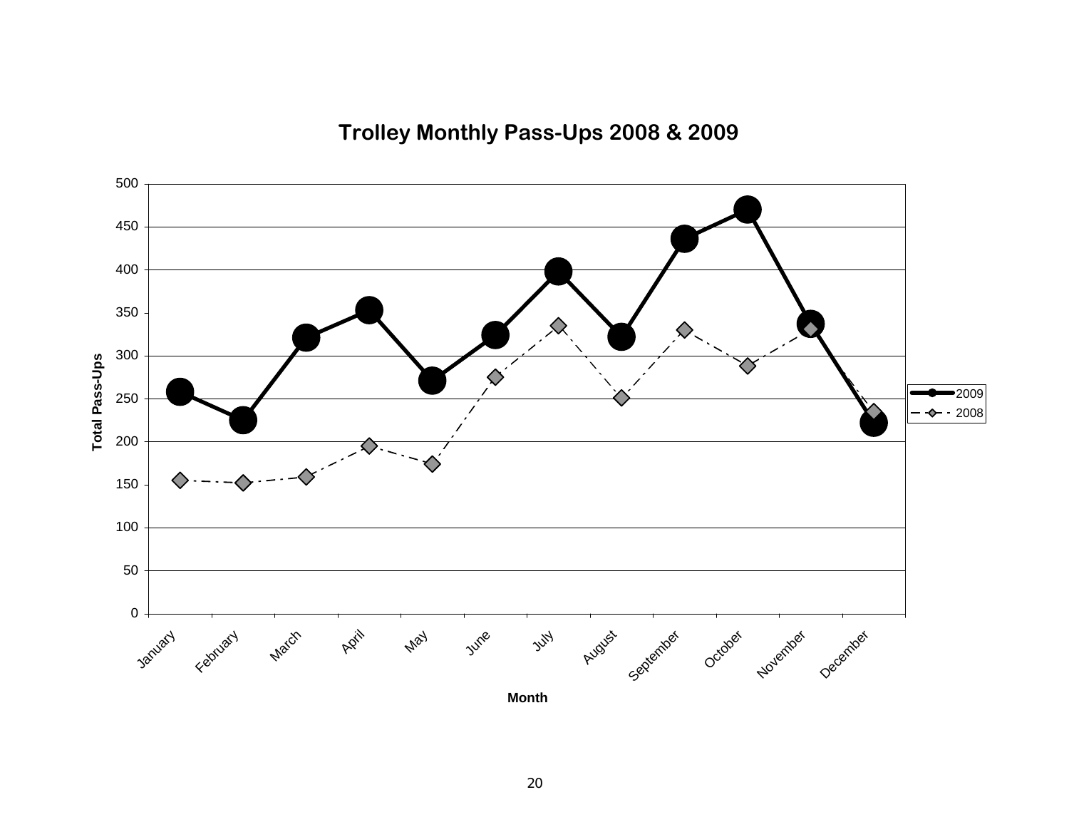## Trolley Monthly Pass-Ups 2008 & 2009

| Month | 2009 | 2008 |
|---|---|---|
| January | 258 | 155 |
| February | 225 | 152 |
| March | 321 | 159 |
| April | 353 | 195 |
| May | 271 | 174 |
| June | 324 | 275 |
| July | 398 | 335 |
| August | 322 | 251 |
| September | 436 | 330 |
| October | 470 | 288 |
| November | 337 | 330 |
| December | 222 | 235 |

Total Pass-Ups (y-axis); Month (x-axis)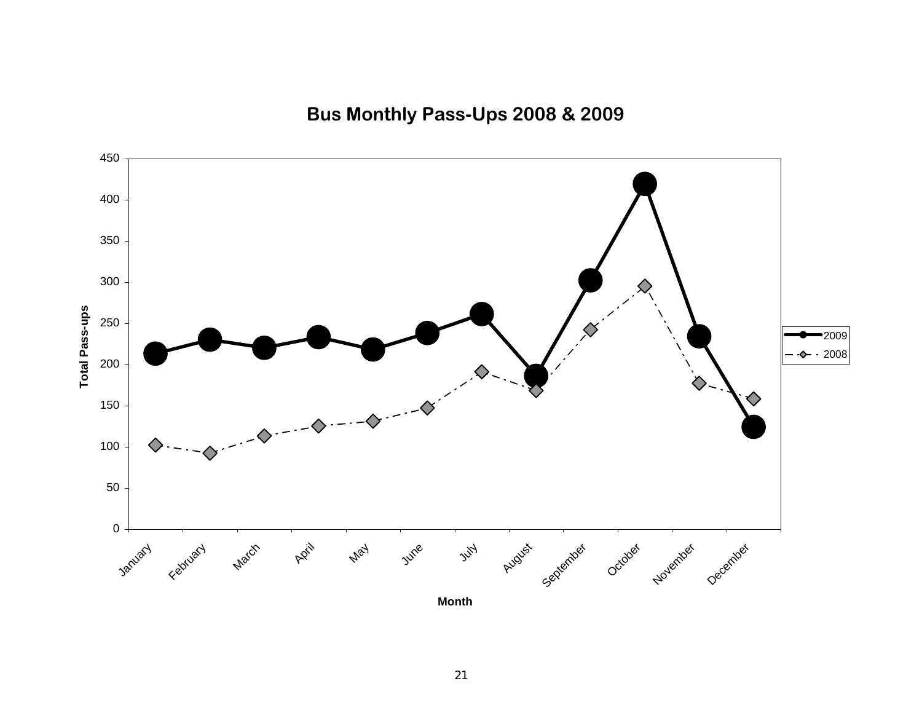**Bus Monthly Pass-Ups 2008 & 2009**

Total Pass-ups

Month

January, February, March, April, May, June, July, August, September, October, November, December

2009

2008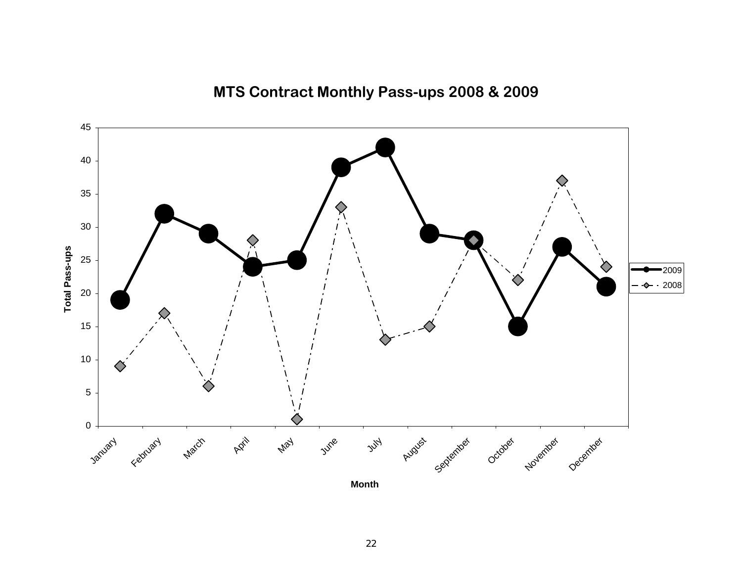## MTS Contract Monthly Pass-ups 2008 & 2009

| Month | 2009 | 2008 |
| --- | --- | --- |
| January | 19 | 9 |
| February | 32 | 17 |
| March | 29 | 6 |
| April | 24 | 28 |
| May | 25 | 1 |
| June | 39 | 33 |
| July | 42 | 13 |
| August | 29 | 15 |
| September | 28 | 28 |
| October | 15 | 22 |
| November | 27 | 37 |
| December | 21 | 24 |

Total Pass-ups

Month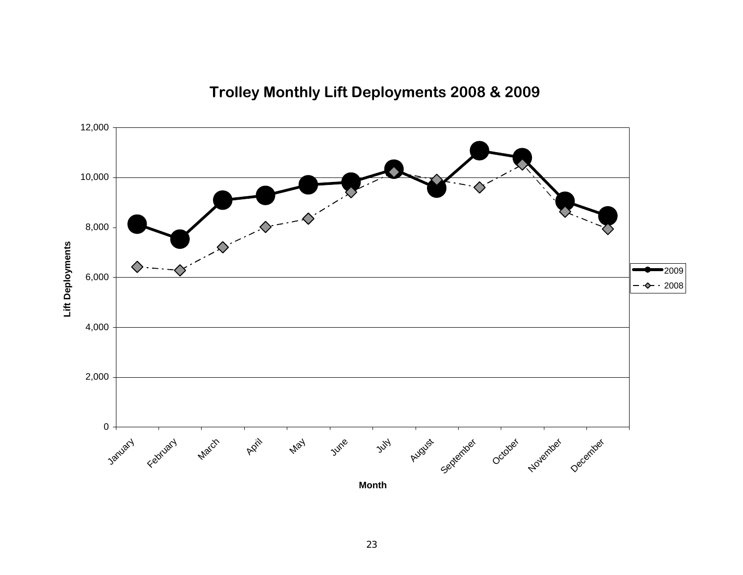## Trolley Monthly Lift Deployments 2008 & 2009

Lift Deployments

12,000
10,000
8,000
6,000
4,000
2,000
0

January, February, March, April, May, June, July, August, September, October, November, December

Month

2009
2008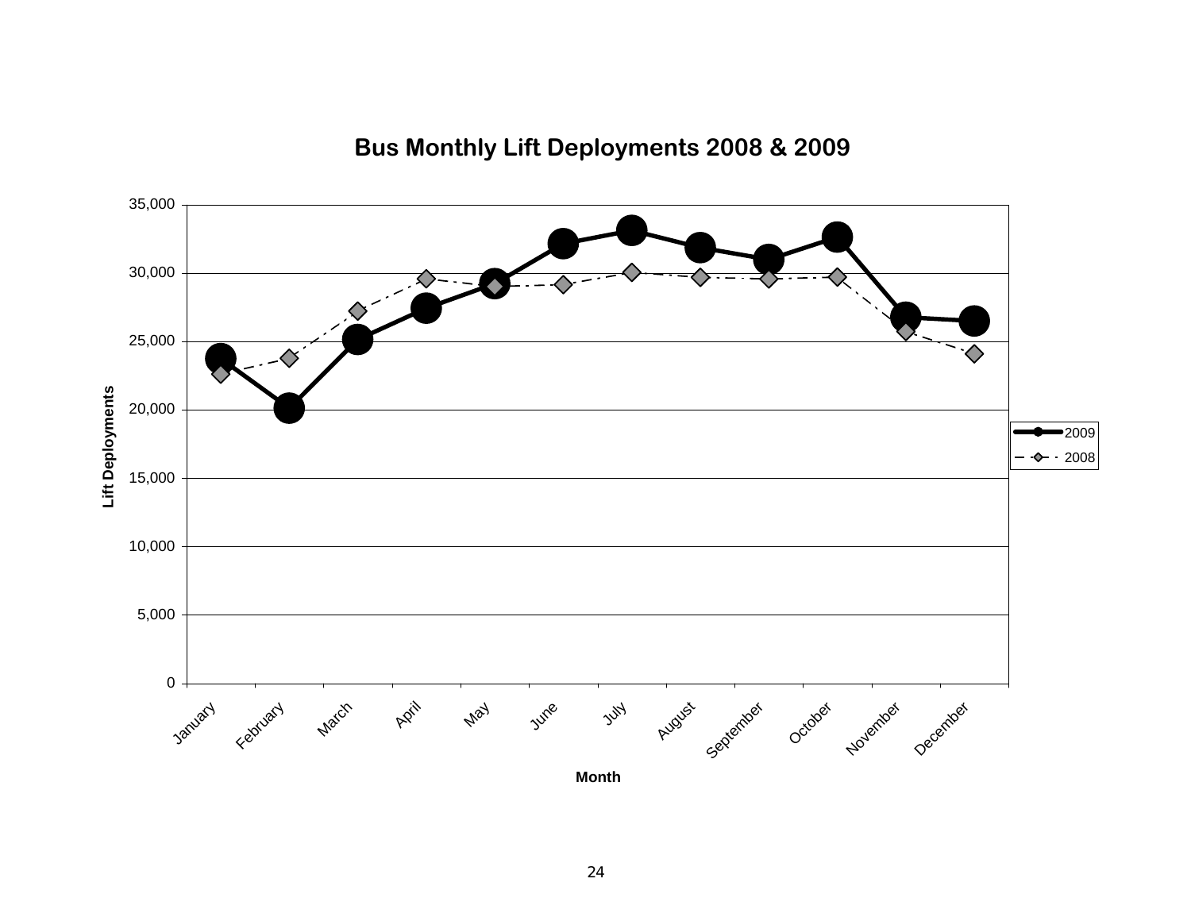## Bus Monthly Lift Deployments 2008 & 2009

Lift Deployments

Month

January, February, March, April, May, June, July, August, September, October, November, December

2009

2008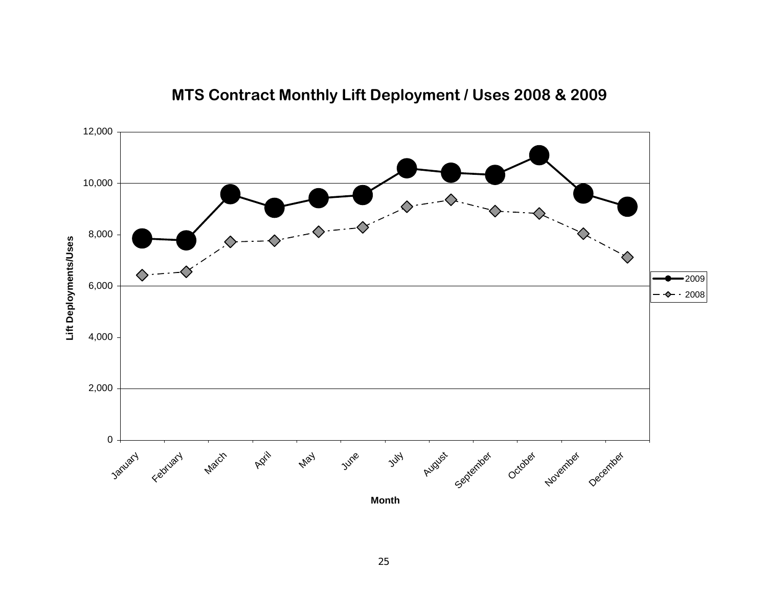**MTS Contract Monthly Lift Deployment / Uses 2008 & 2009**

| Month | 2009 | 2008 |
|---|---|---|
| January | ~7,850 | ~6,420 |
| February | ~7,780 | ~6,550 |
| March | ~9,570 | ~7,720 |
| April | ~9,050 | ~7,770 |
| May | ~9,420 | ~8,120 |
| June | ~9,540 | ~8,290 |
| July | ~10,580 | ~9,090 |
| August | ~10,410 | ~9,350 |
| September | ~10,330 | ~8,930 |
| October | ~11,090 | ~8,830 |
| November | ~9,600 | ~8,050 |
| December | ~9,090 | ~7,120 |

Y-axis: Lift Deployments/Uses (0 to 12,000)

X-axis: Month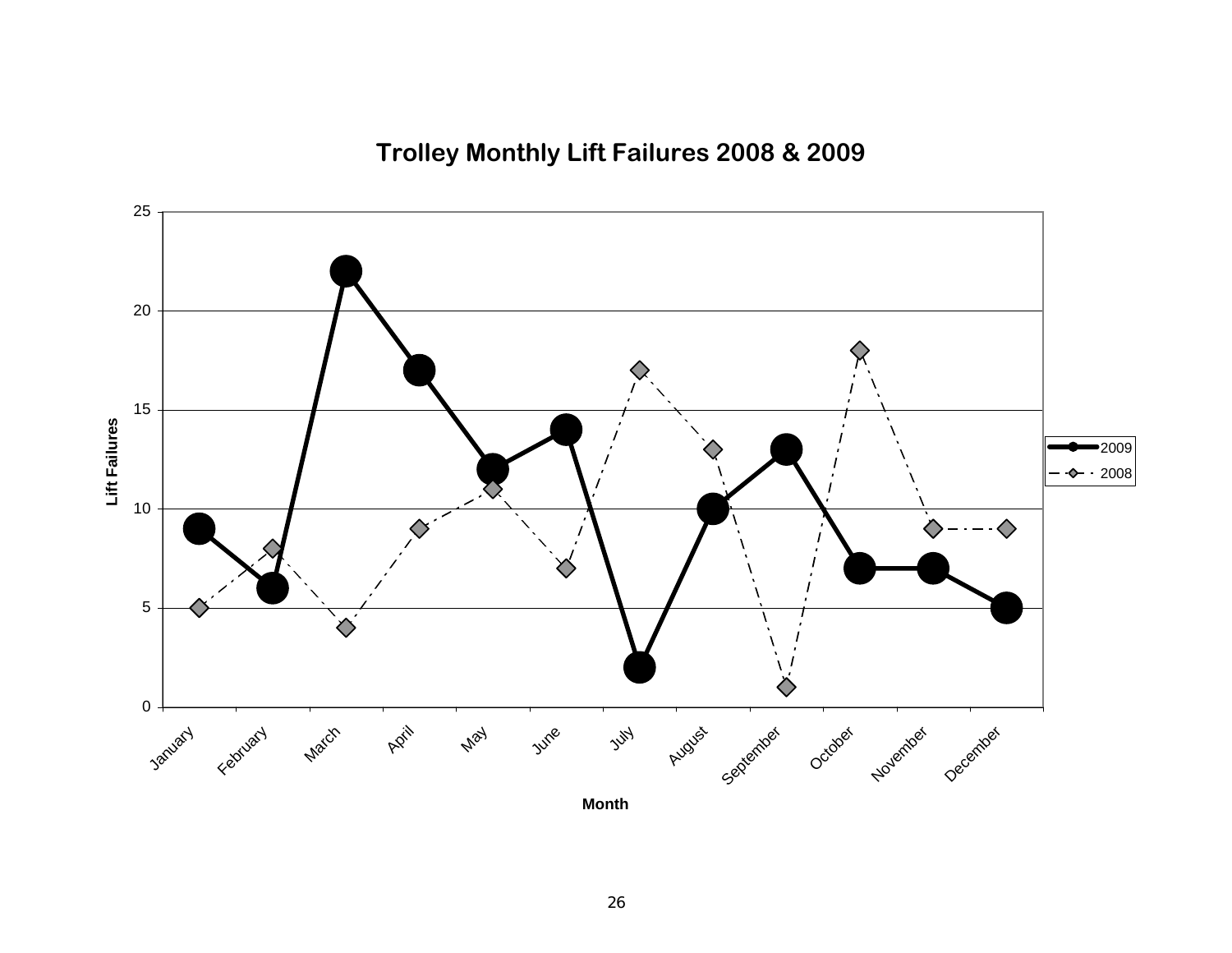**Trolley Monthly Lift Failures 2008 & 2009**

| Month | 2009 | 2008 |
|---|---|---|
| January | 9 | 5 |
| February | 6 | 8 |
| March | 22 | 4 |
| April | 17 | 9 |
| May | 12 | 11 |
| June | 14 | 7 |
| July | 2 | 17 |
| August | 10 | 13 |
| September | 13 | 1 |
| October | 7 | 18 |
| November | 7 | 9 |
| December | 5 | 9 |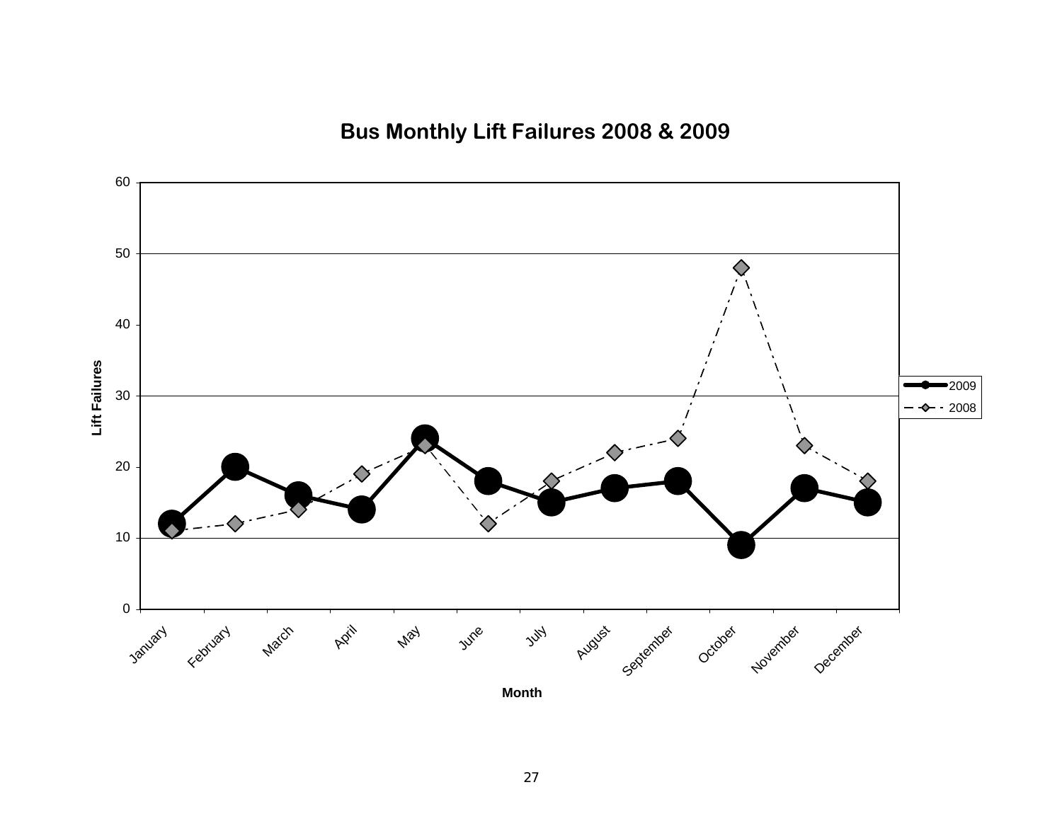## Bus Monthly Lift Failures 2008 & 2009

| Month | 2009 | 2008 |
|---|---|---|
| January | 12 | 11 |
| February | 20 | 12 |
| March | 16 | 14 |
| April | 14 | 19 |
| May | 24 | 23 |
| June | 18 | 12 |
| July | 15 | 18 |
| August | 17 | 22 |
| September | 18 | 24 |
| October | 9 | 48 |
| November | 17 | 23 |
| December | 15 | 18 |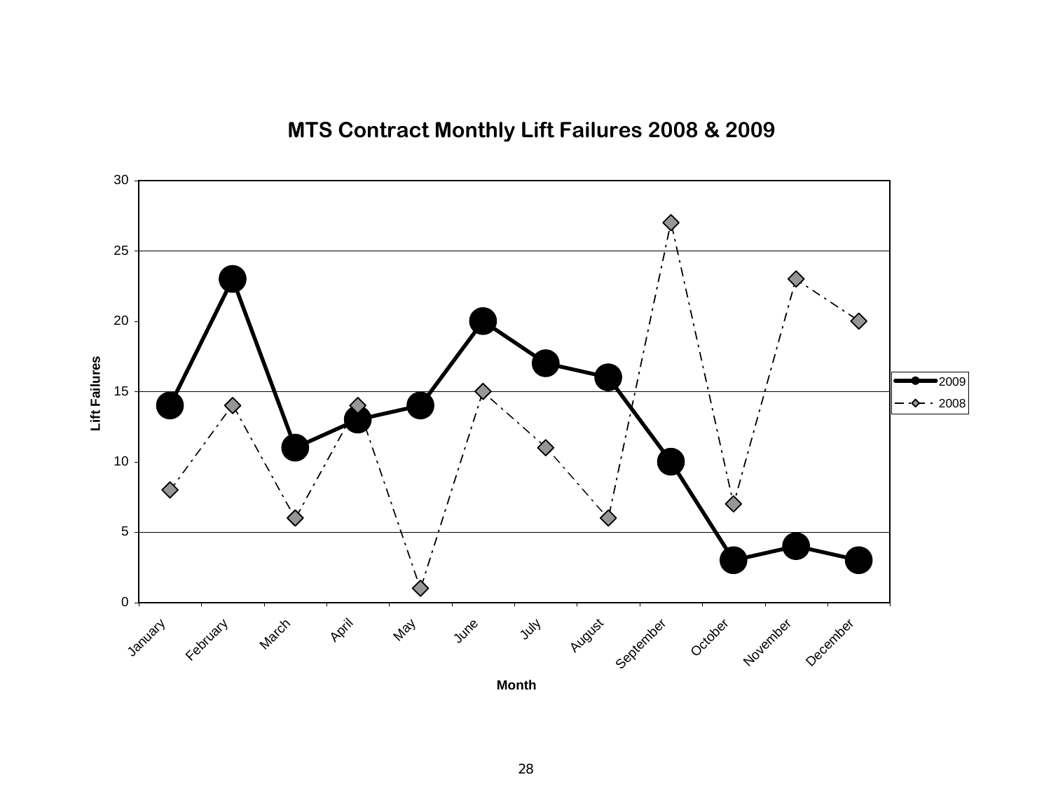**MTS Contract Monthly Lift Failures 2008 & 2009**

| Month | 2009 | 2008 |
|---|---|---|
| January | 14 | 8 |
| February | 23 | 14 |
| March | 11 | 6 |
| April | 13 | 14 |
| May | 14 | 1 |
| June | 20 | 15 |
| July | 17 | 11 |
| August | 16 | 6 |
| September | 10 | 27 |
| October | 3 | 7 |
| November | 4 | 23 |
| December | 3 | 20 |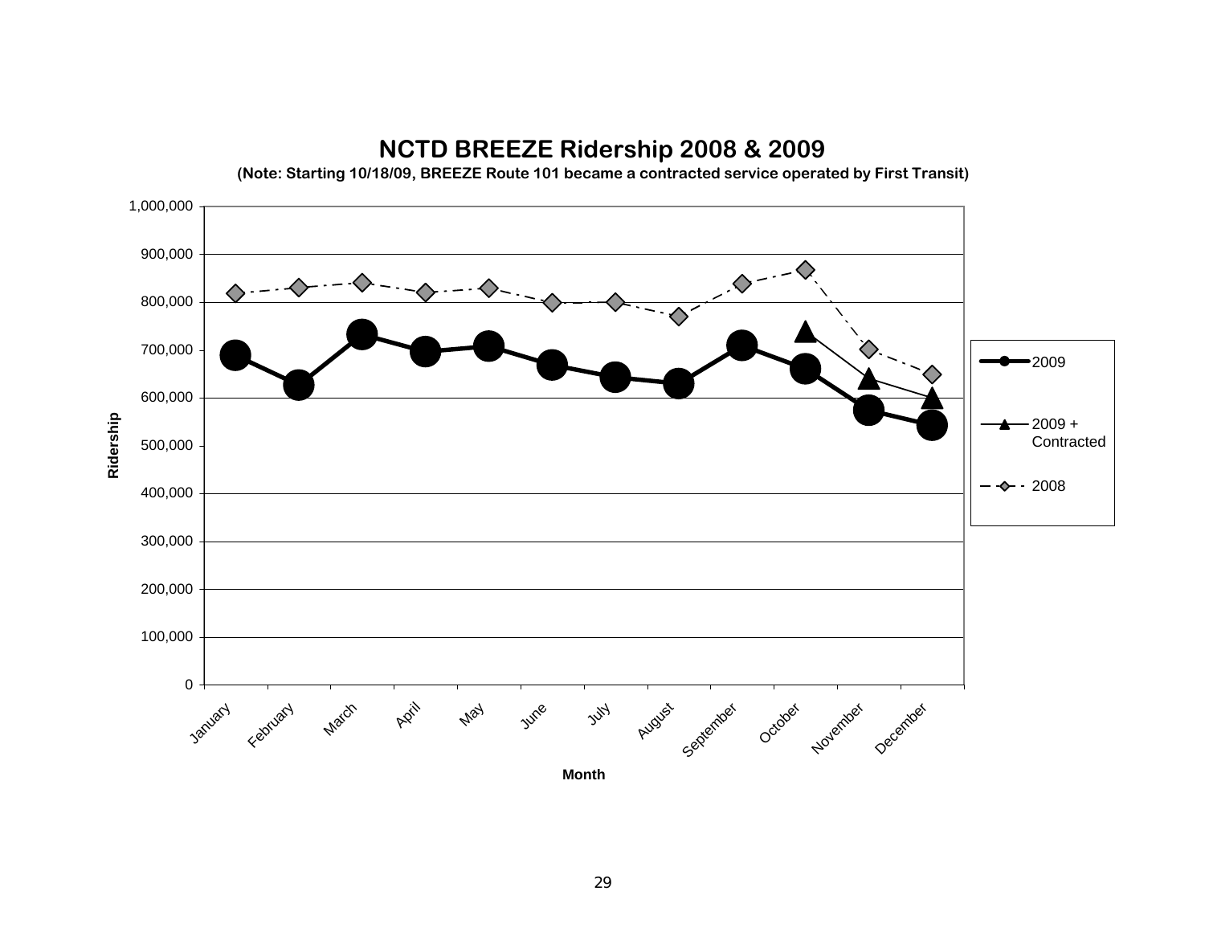# NCTD BREEZE Ridership 2008 & 2009

**(Note: Starting 10/18/09, BREEZE Route 101 became a contracted service operated by First Transit)**

Ridership (y-axis): 0 to 1,000,000 in increments of 100,000

Month (x-axis): January, February, March, April, May, June, July, August, September, October, November, December

Legend: 2009; 2009 + Contracted; 2008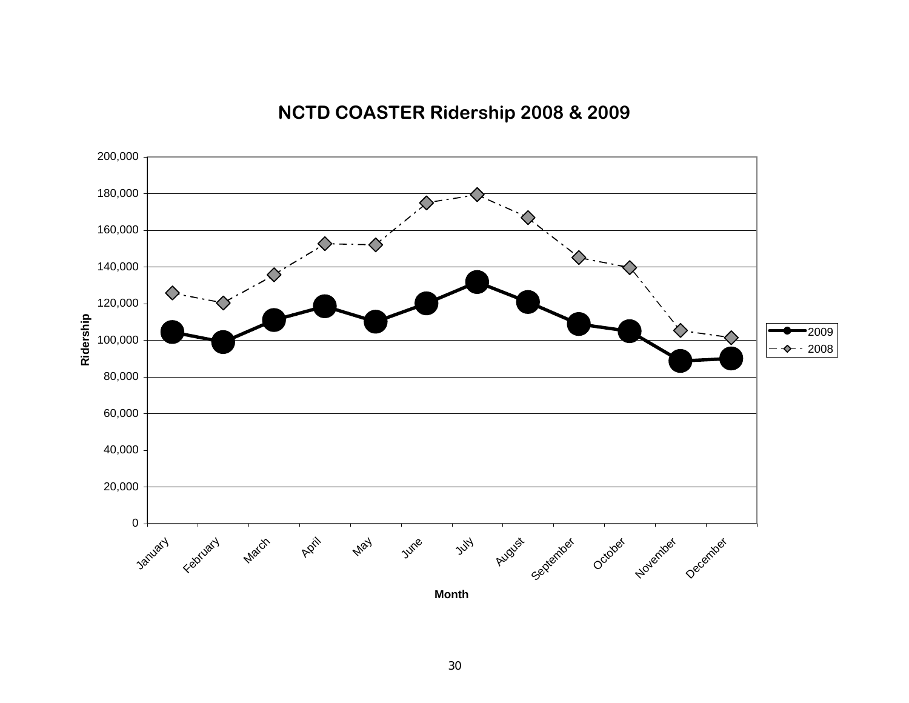## NCTD COASTER Ridership 2008 & 2009

| Month | 2009 | 2008 |
|---|---|---|
| January | 104,500 | 126,000 |
| February | 99,000 | 120,000 |
| March | 111,000 | 136,000 |
| April | 118,500 | 152,500 |
| May | 110,000 | 152,000 |
| June | 120,000 | 175,000 |
| July | 131,500 | 179,500 |
| August | 121,000 | 167,000 |
| September | 109,000 | 145,000 |
| October | 105,000 | 140,000 |
| November | 89,000 | 105,000 |
| December | 90,000 | 101,500 |

*Values are approximate readings from the chart. Y-axis: Ridership (0 to 200,000); X-axis: Month.*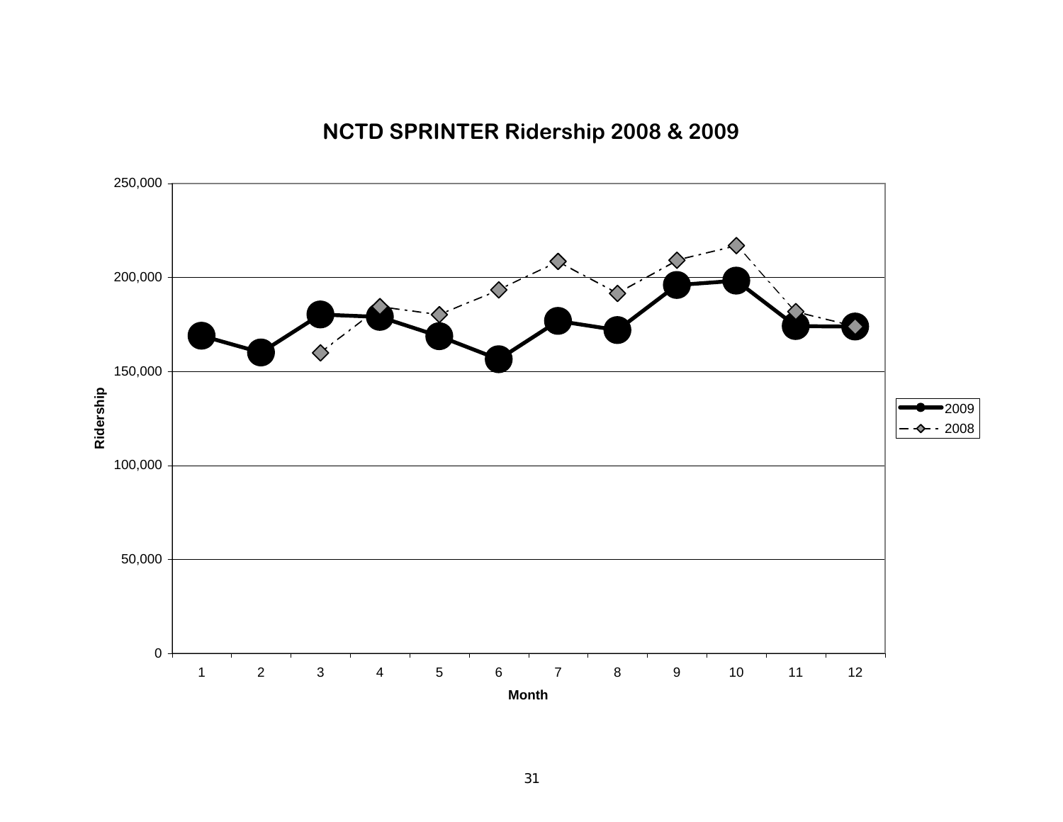## NCTD SPRINTER Ridership 2008 & 2009

Ridership

250,000
200,000
150,000
100,000
50,000
0

1 2 3 4 5 6 7 8 9 10 11 12

Month

2009
2008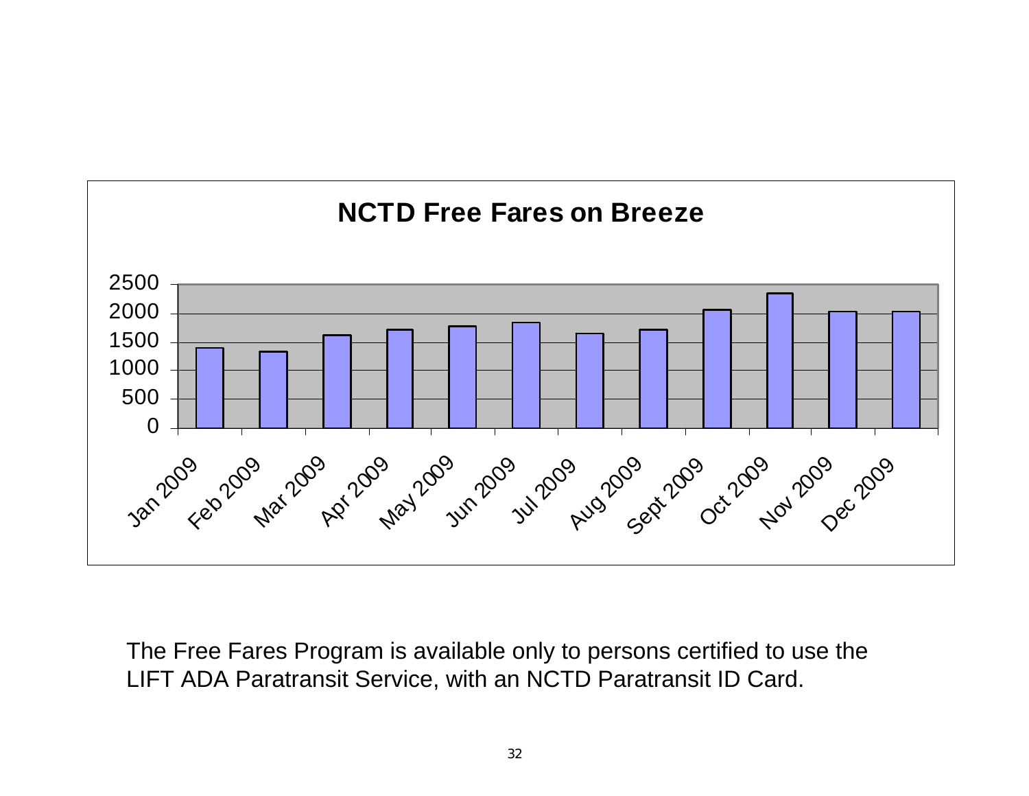NCTD Free Fares on Breeze

2500
2000
1500
1000
500
0

Jan 2009
Feb 2009
Mar 2009
Apr 2009
May 2009
Jun 2009
Jul 2009
Aug 2009
Sept 2009
Oct 2009
Nov 2009
Dec 2009

The Free Fares Program is available only to persons certified to use the LIFT ADA Paratransit Service, with an NCTD Paratransit ID Card.